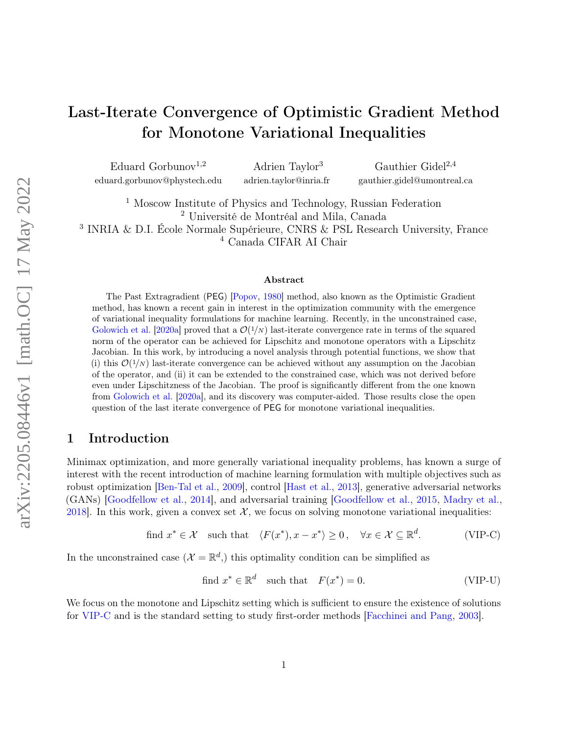# Last-Iterate Convergence of Optimistic Gradient Method for Monotone Variational Inequalities

Eduard Gorbunov[1,2]
eduard.gorbunov@phystech.edu

Adrien Taylor[3]
adrien.taylor@inria.fr

Gauthier Gidel[2,4]
gauthier.gidel@umontreal.ca

[1] Moscow Institute of Physics and Technology, Russian Federation
[2] Université de Montréal and Mila, Canada
[3] INRIA & D.I. École Normale Supérieure, CNRS & PSL Research University, France
[4] Canada CIFAR AI Chair

## Abstract

The Past Extragradient (PEG) [Popov, 1980] method, also known as the Optimistic Gradient method, has known a recent gain in interest in the optimization community with the emergence of variational inequality formulations for machine learning. Recently, in the unconstrained case, Golowich et al. [2020a] proved that a $\mathcal{O}(1/N)$ last-iterate convergence rate in terms of the squared norm of the operator can be achieved for Lipschitz and monotone operators with a Lipschitz Jacobian. In this work, by introducing a novel analysis through potential functions, we show that (i) this $\mathcal{O}(1/N)$ last-iterate convergence can be achieved without any assumption on the Jacobian of the operator, and (ii) it can be extended to the constrained case, which was not derived before even under Lipschitzness of the Jacobian. The proof is significantly different from the one known from Golowich et al. [2020a], and its discovery was computer-aided. Those results close the open question of the last iterate convergence of PEG for monotone variational inequalities.

## 1 Introduction

Minimax optimization, and more generally variational inequality problems, has known a surge of interest with the recent introduction of machine learning formulation with multiple objectives such as robust optimization [Ben-Tal et al., 2009], control [Hast et al., 2013], generative adversarial networks (GANs) [Goodfellow et al., 2014], and adversarial training [Goodfellow et al., 2015, Madry et al., 2018]. In this work, given a convex set $\mathcal{X}$, we focus on solving monotone variational inequalities:

$$\text{find } x^* \in \mathcal{X} \quad \text{such that} \quad \langle F(x^*), x - x^* \rangle \geq 0\,, \quad \forall x \in \mathcal{X} \subseteq \mathbb{R}^d. \tag{VIP-C}$$

In the unconstrained case ($\mathcal{X} = \mathbb{R}^d$,) this optimality condition can be simplified as

$$\text{find } x^* \in \mathbb{R}^d \quad \text{such that} \quad F(x^*) = 0. \tag{VIP-U}$$

We focus on the monotone and Lipschitz setting which is sufficient to ensure the existence of solutions for VIP-C and is the standard setting to study first-order methods [Facchinei and Pang, 2003].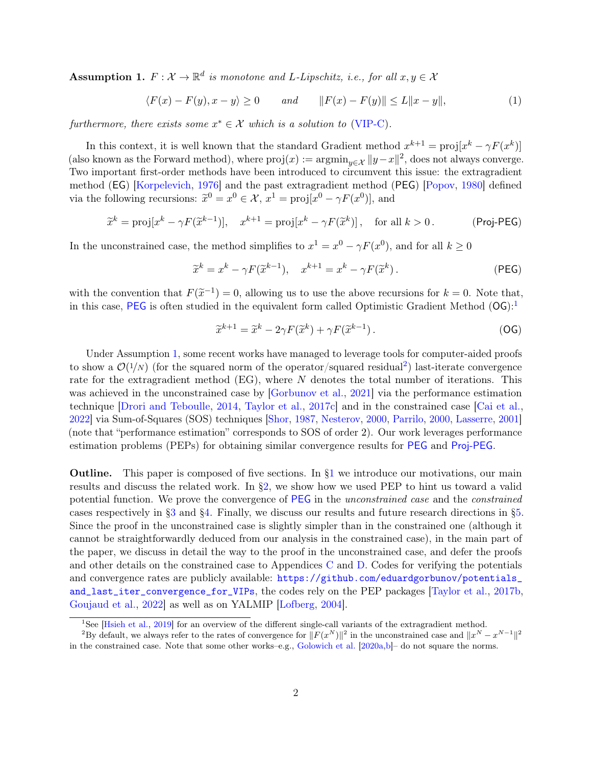**Assumption 1.** *$F : \mathcal{X} \to \mathbb{R}^d$ is monotone and $L$-Lipschitz, i.e., for all $x, y \in \mathcal{X}$*

$$\langle F(x) - F(y), x - y\rangle \geq 0 \qquad \text{and} \qquad \|F(x) - F(y)\| \leq L\|x - y\|, \tag{1}$$

*furthermore, there exists some $x^* \in \mathcal{X}$ which is a solution to* (VIP-C).

In this context, it is well known that the standard Gradient method $x^{k+1} = \text{proj}[x^k - \gamma F(x^k)]$ (also known as the Forward method), where $\text{proj}(x) := \text{argmin}_{y\in\mathcal{X}} \|y - x\|^2$, does not always converge. Two important first-order methods have been introduced to circumvent this issue: the extragradient method (EG) [Korpelevich, 1976] and the past extragradient method (PEG) [Popov, 1980] defined via the following recursions: $\widetilde{x}^0 = x^0 \in \mathcal{X}$, $x^1 = \text{proj}[x^0 - \gamma F(x^0)]$, and

$$\widetilde{x}^k = \text{proj}[x^k - \gamma F(\widetilde{x}^{k-1})], \quad x^{k+1} = \text{proj}[x^k - \gamma F(\widetilde{x}^k)], \quad \text{for all } k > 0\,. \tag{Proj-PEG}$$

In the unconstrained case, the method simplifies to $x^1 = x^0 - \gamma F(x^0)$, and for all $k \geq 0$

$$\widetilde{x}^k = x^k - \gamma F(\widetilde{x}^{k-1}), \quad x^{k+1} = x^k - \gamma F(\widetilde{x}^k)\,. \tag{PEG}$$

with the convention that $F(\widetilde{x}^{-1}) = 0$, allowing us to use the above recursions for $k = 0$. Note that, in this case, PEG is often studied in the equivalent form called Optimistic Gradient Method (OG):[1]

$$\widetilde{x}^{k+1} = \widetilde{x}^k - 2\gamma F(\widetilde{x}^k) + \gamma F(\widetilde{x}^{k-1})\,. \tag{OG}$$

Under Assumption 1, some recent works have managed to leverage tools for computer-aided proofs to show a $\mathcal{O}(1/N)$ (for the squared norm of the operator/squared residual[2]) last-iterate convergence rate for the extragradient method (EG), where $N$ denotes the total number of iterations. This was achieved in the unconstrained case by [Gorbunov et al., 2021] via the performance estimation technique [Drori and Teboulle, 2014, Taylor et al., 2017c] and in the constrained case [Cai et al., 2022] via Sum-of-Squares (SOS) techniques [Shor, 1987, Nesterov, 2000, Parrilo, 2000, Lasserre, 2001] (note that "performance estimation" corresponds to SOS of order 2). Our work leverages performance estimation problems (PEPs) for obtaining similar convergence results for PEG and Proj-PEG.

**Outline.** This paper is composed of five sections. In §1 we introduce our motivations, our main results and discuss the related work. In §2, we show how we used PEP to hint us toward a valid potential function. We prove the convergence of PEG in the *unconstrained case* and the *constrained* cases respectively in §3 and §4. Finally, we discuss our results and future research directions in §5. Since the proof in the unconstrained case is slightly simpler than in the constrained one (although it cannot be straightforwardly deduced from our analysis in the constrained case), in the main part of the paper, we discuss in detail the way to the proof in the unconstrained case, and defer the proofs and other details on the constrained case to Appendices C and D. Codes for verifying the potentials and convergence rates are publicly available: https://github.com/eduardgorbunov/potentials_and_last_iter_convergence_for_VIPs, the codes rely on the PEP packages [Taylor et al., 2017b, Goujaud et al., 2022] as well as on YALMIP [Lofberg, 2004].

[1] See [Hsieh et al., 2019] for an overview of the different single-call variants of the extragradient method.

[2] By default, we always refer to the rates of convergence for $\|F(x^N)\|^2$ in the unconstrained case and $\|x^N - x^{N-1}\|^2$ in the constrained case. Note that some other works–e.g., Golowich et al. [2020a,b]– do not square the norms.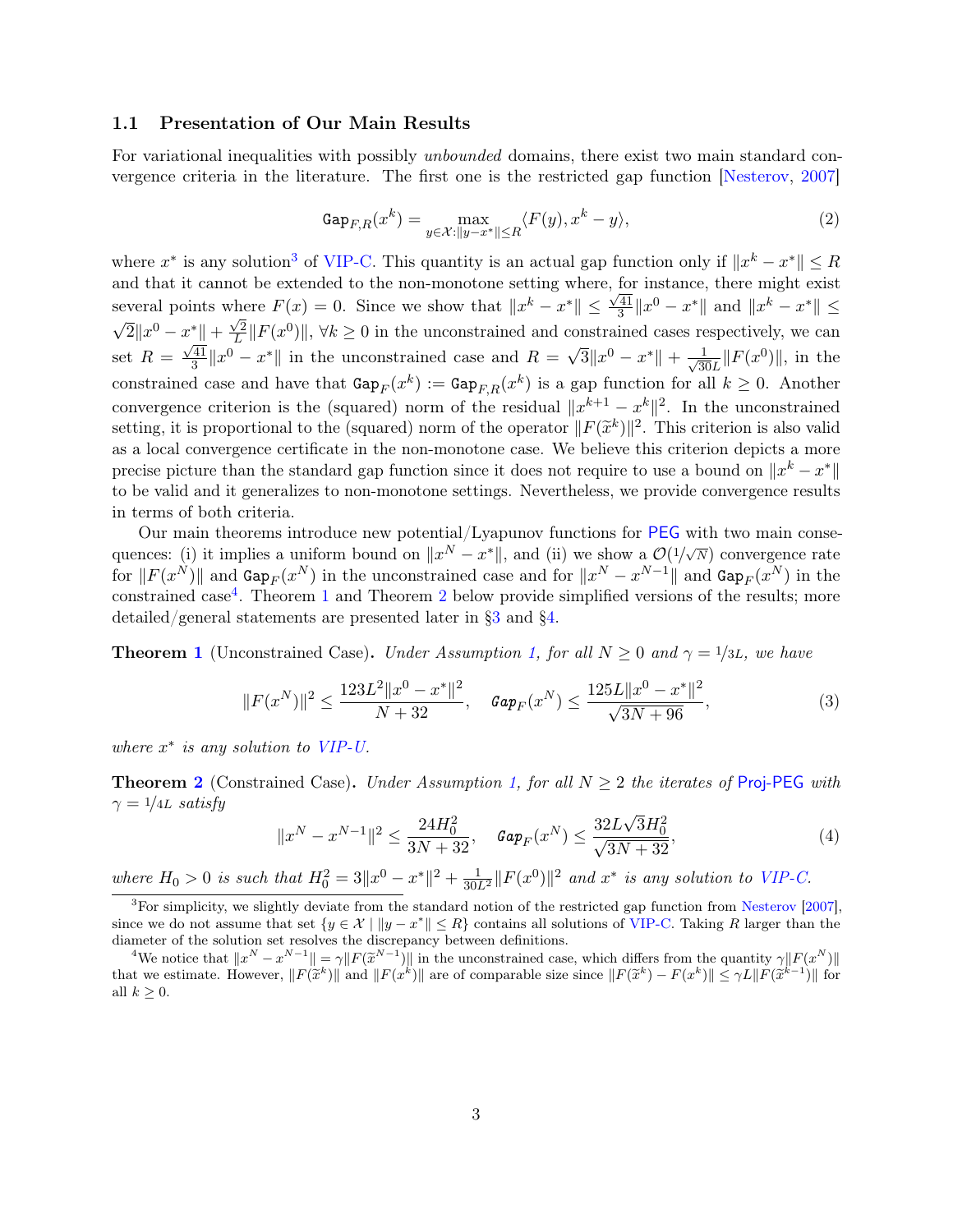### 1.1 Presentation of Our Main Results

For variational inequalities with possibly *unbounded* domains, there exist two main standard convergence criteria in the literature. The first one is the restricted gap function [Nesterov, 2007]

$$\mathtt{Gap}_{F,R}(x^k) = \max_{y \in \mathcal{X}: \|y - x^*\| \leq R} \langle F(y), x^k - y \rangle, \tag{2}$$

where $x^*$ is any solution[3] of VIP-C. This quantity is an actual gap function only if $\|x^k - x^*\| \leq R$ and that it cannot be extended to the non-monotone setting where, for instance, there might exist several points where $F(x) = 0$. Since we show that $\|x^k - x^*\| \leq \frac{\sqrt{41}}{3}\|x^0 - x^*\|$ and $\|x^k - x^*\| \leq \sqrt{2}\|x^0 - x^*\| + \frac{\sqrt{2}}{L}\|F(x^0)\|$, $\forall k \geq 0$ in the unconstrained and constrained cases respectively, we can set $R = \frac{\sqrt{41}}{3}\|x^0 - x^*\|$ in the unconstrained case and $R = \sqrt{3}\|x^0 - x^*\| + \frac{1}{\sqrt{30}L}\|F(x^0)\|$, in the constrained case and have that $\mathtt{Gap}_F(x^k) := \mathtt{Gap}_{F,R}(x^k)$ is a gap function for all $k \geq 0$. Another convergence criterion is the (squared) norm of the residual $\|x^{k+1} - x^k\|^2$. In the unconstrained setting, it is proportional to the (squared) norm of the operator $\|F(\widetilde{x}^k)\|^2$. This criterion is also valid as a local convergence certificate in the non-monotone case. We believe this criterion depicts a more precise picture than the standard gap function since it does not require to use a bound on $\|x^k - x^*\|$ to be valid and it generalizes to non-monotone settings. Nevertheless, we provide convergence results in terms of both criteria.

Our main theorems introduce new potential/Lyapunov functions for PEG with two main consequences: (i) it implies a uniform bound on $\|x^N - x^*\|$, and (ii) we show a $\mathcal{O}(1/\sqrt{N})$ convergence rate for $\|F(x^N)\|$ and $\mathtt{Gap}_F(x^N)$ in the unconstrained case and for $\|x^N - x^{N-1}\|$ and $\mathtt{Gap}_F(x^N)$ in the constrained case[4]. Theorem 1 and Theorem 2 below provide simplified versions of the results; more detailed/general statements are presented later in §3 and §4.

**Theorem 1** (Unconstrained Case)**.** *Under Assumption 1, for all $N \geq 0$ and $\gamma = 1/3L$, we have*

$$\|F(x^N)\|^2 \leq \frac{123 L^2 \|x^0 - x^*\|^2}{N + 32}, \quad \mathtt{Gap}_F(x^N) \leq \frac{125 L \|x^0 - x^*\|^2}{\sqrt{3N + 96}}, \tag{3}$$

*where $x^*$ is any solution to VIP-U.*

**Theorem 2** (Constrained Case)**.** *Under Assumption 1, for all $N \geq 2$ the iterates of Proj-PEG with $\gamma = 1/4L$ satisfy*

$$\|x^N - x^{N-1}\|^2 \leq \frac{24 H_0^2}{3N + 32}, \quad \mathtt{Gap}_F(x^N) \leq \frac{32 L\sqrt{3} H_0^2}{\sqrt{3N + 32}}, \tag{4}$$

*where $H_0 > 0$ is such that $H_0^2 = 3\|x^0 - x^*\|^2 + \frac{1}{30L^2}\|F(x^0)\|^2$ and $x^*$ is any solution to VIP-C.*

---

[3] For simplicity, we slightly deviate from the standard notion of the restricted gap function from Nesterov [2007], since we do not assume that set $\{y \in \mathcal{X} \mid \|y - x^*\| \leq R\}$ contains all solutions of VIP-C. Taking $R$ larger than the diameter of the solution set resolves the discrepancy between definitions.

[4] We notice that $\|x^N - x^{N-1}\| = \gamma\|F(\widetilde{x}^{N-1})\|$ in the unconstrained case, which differs from the quantity $\gamma\|F(x^N)\|$ that we estimate. However, $\|F(\widetilde{x}^k)\|$ and $\|F(x^k)\|$ are of comparable size since $\|F(\widetilde{x}^k) - F(x^k)\| \leq \gamma L \|F(\widetilde{x}^{k-1})\|$ for all $k \geq 0$.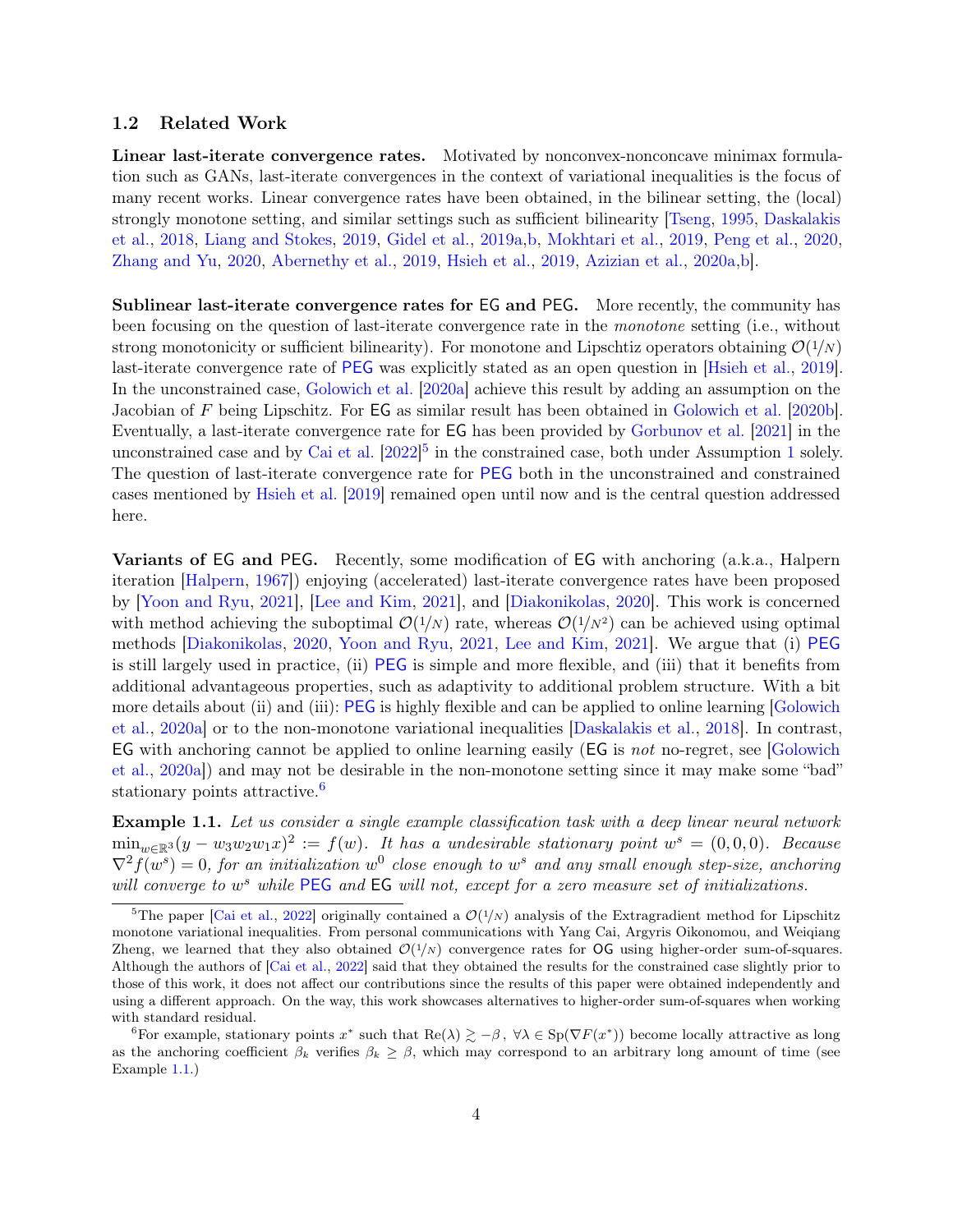### 1.2 Related Work

**Linear last-iterate convergence rates.** Motivated by nonconvex-nonconcave minimax formulation such as GANs, last-iterate convergences in the context of variational inequalities is the focus of many recent works. Linear convergence rates have been obtained, in the bilinear setting, the (local) strongly monotone setting, and similar settings such as sufficient bilinearity [Tseng, 1995, Daskalakis et al., 2018, Liang and Stokes, 2019, Gidel et al., 2019a,b, Mokhtari et al., 2019, Peng et al., 2020, Zhang and Yu, 2020, Abernethy et al., 2019, Hsieh et al., 2019, Azizian et al., 2020a,b].

**Sublinear last-iterate convergence rates for EG and PEG.** More recently, the community has been focusing on the question of last-iterate convergence rate in the *monotone* setting (i.e., without strong monotonicity or sufficient bilinearity). For monotone and Lipschtiz operators obtaining $\mathcal{O}(1/N)$ last-iterate convergence rate of PEG was explicitly stated as an open question in [Hsieh et al., 2019]. In the unconstrained case, Golowich et al. [2020a] achieve this result by adding an assumption on the Jacobian of $F$ being Lipschitz. For EG as similar result has been obtained in Golowich et al. [2020b]. Eventually, a last-iterate convergence rate for EG has been provided by Gorbunov et al. [2021] in the unconstrained case and by Cai et al. [2022][5] in the constrained case, both under Assumption 1 solely. The question of last-iterate convergence rate for PEG both in the unconstrained and constrained cases mentioned by Hsieh et al. [2019] remained open until now and is the central question addressed here.

**Variants of EG and PEG.** Recently, some modification of EG with anchoring (a.k.a., Halpern iteration [Halpern, 1967]) enjoying (accelerated) last-iterate convergence rates have been proposed by [Yoon and Ryu, 2021], [Lee and Kim, 2021], and [Diakonikolas, 2020]. This work is concerned with method achieving the suboptimal $\mathcal{O}(1/N)$ rate, whereas $\mathcal{O}(1/N^2)$ can be achieved using optimal methods [Diakonikolas, 2020, Yoon and Ryu, 2021, Lee and Kim, 2021]. We argue that (i) PEG is still largely used in practice, (ii) PEG is simple and more flexible, and (iii) that it benefits from additional advantageous properties, such as adaptivity to additional problem structure. With a bit more details about (ii) and (iii): PEG is highly flexible and can be applied to online learning [Golowich et al., 2020a] or to the non-monotone variational inequalities [Daskalakis et al., 2018]. In contrast, EG with anchoring cannot be applied to online learning easily (EG is *not* no-regret, see [Golowich et al., 2020a]) and may not be desirable in the non-monotone setting since it may make some "bad" stationary points attractive.[6]

**Example 1.1.** *Let us consider a single example classification task with a deep linear neural network* $\min_{w\in\mathbb{R}^3}(y - w_3 w_2 w_1 x)^2 := f(w)$*. It has a undesirable stationary point* $w^s = (0,0,0)$*. Because* $\nabla^2 f(w^s) = 0$*, for an initialization* $w^0$ *close enough to* $w^s$ *and any small enough step-size, anchoring will converge to* $w^s$ *while PEG and EG will not, except for a zero measure set of initializations.*

---

[5] The paper [Cai et al., 2022] originally contained a $\mathcal{O}(1/N)$ analysis of the Extragradient method for Lipschitz monotone variational inequalities. From personal communications with Yang Cai, Argyris Oikonomou, and Weiqiang Zheng, we learned that they also obtained $\mathcal{O}(1/N)$ convergence rates for OG using higher-order sum-of-squares. Although the authors of [Cai et al., 2022] said that they obtained the results for the constrained case slightly prior to those of this work, it does not affect our contributions since the results of this paper were obtained independently and using a different approach. On the way, this work showcases alternatives to higher-order sum-of-squares when working with standard residual.

[6] For example, stationary points $x^*$ such that $\mathrm{Re}(\lambda) \gtrsim -\beta\,,\ \forall \lambda \in \mathrm{Sp}(\nabla F(x^*))$ become locally attractive as long as the anchoring coefficient $\beta_k$ verifies $\beta_k \geq \beta$, which may correspond to an arbitrary long amount of time (see Example 1.1.)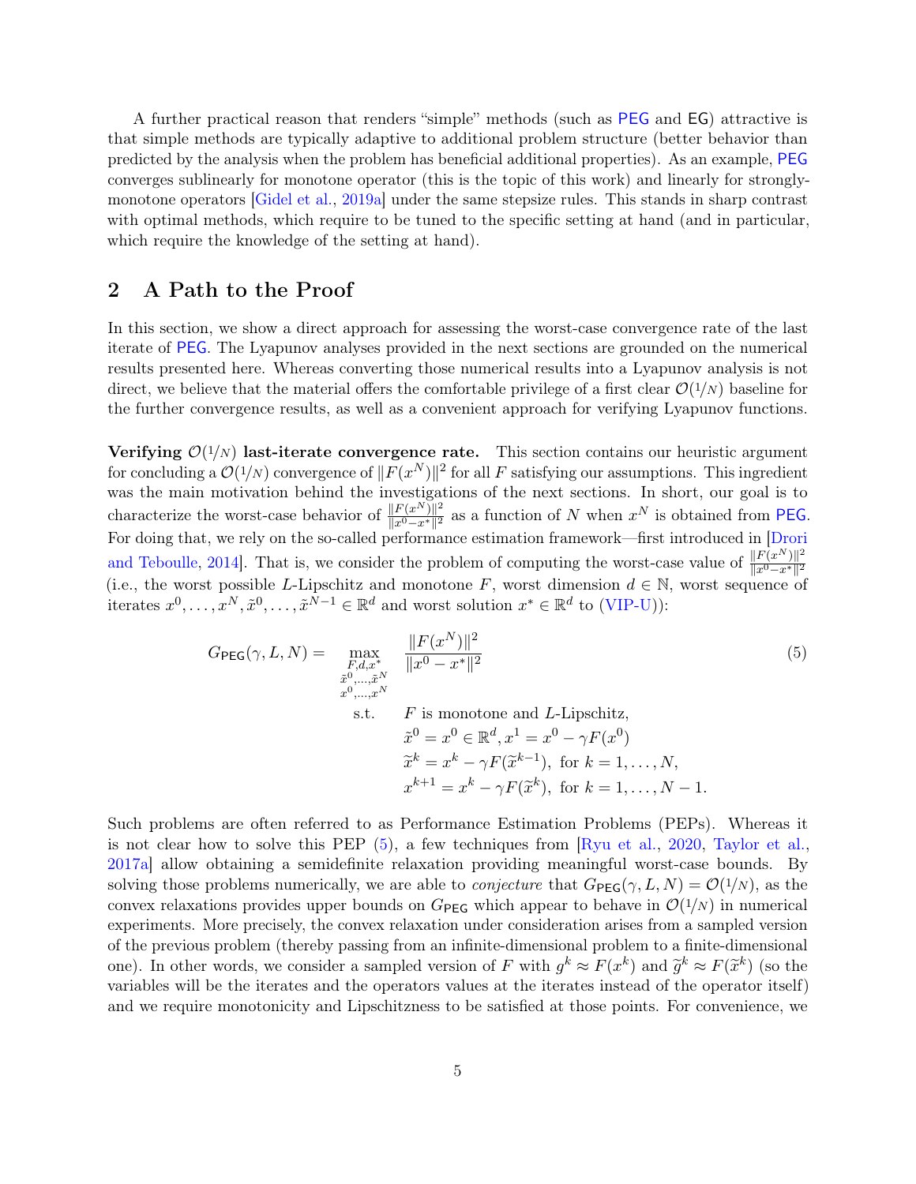A further practical reason that renders "simple" methods (such as PEG and EG) attractive is that simple methods are typically adaptive to additional problem structure (better behavior than predicted by the analysis when the problem has beneficial additional properties). As an example, PEG converges sublinearly for monotone operator (this is the topic of this work) and linearly for strongly-monotone operators [Gidel et al., 2019a] under the same stepsize rules. This stands in sharp contrast with optimal methods, which require to be tuned to the specific setting at hand (and in particular, which require the knowledge of the setting at hand).

## 2 A Path to the Proof

In this section, we show a direct approach for assessing the worst-case convergence rate of the last iterate of PEG. The Lyapunov analyses provided in the next sections are grounded on the numerical results presented here. Whereas converting those numerical results into a Lyapunov analysis is not direct, we believe that the material offers the comfortable privilege of a first clear $\mathcal{O}(1/N)$ baseline for the further convergence results, as well as a convenient approach for verifying Lyapunov functions.

**Verifying $\mathcal{O}(1/N)$ last-iterate convergence rate.** This section contains our heuristic argument for concluding a $\mathcal{O}(1/N)$ convergence of $\|F(x^N)\|^2$ for all $F$ satisfying our assumptions. This ingredient was the main motivation behind the investigations of the next sections. In short, our goal is to characterize the worst-case behavior of $\frac{\|F(x^N)\|^2}{\|x^0-x^*\|^2}$ as a function of $N$ when $x^N$ is obtained from PEG. For doing that, we rely on the so-called performance estimation framework—first introduced in [Drori and Teboulle, 2014]. That is, we consider the problem of computing the worst-case value of $\frac{\|F(x^N)\|^2}{\|x^0-x^*\|^2}$ (i.e., the worst possible $L$-Lipschitz and monotone $F$, worst dimension $d \in \mathbb{N}$, worst sequence of iterates $x^0, \ldots, x^N, \tilde{x}^0, \ldots, \tilde{x}^{N-1} \in \mathbb{R}^d$ and worst solution $x^* \in \mathbb{R}^d$ to (VIP-U)):

$$
\begin{aligned}
G_{\mathsf{PEG}}(\gamma, L, N) = \quad & \max_{\substack{F,d,x^* \\ \tilde{x}^0,\ldots,\tilde{x}^N \\ x^0,\ldots,x^N}} \quad \frac{\|F(x^N)\|^2}{\|x^0-x^*\|^2} \\
& \text{s.t.} \quad F \text{ is monotone and } L\text{-Lipschitz}, \\
& \qquad\quad \tilde{x}^0 = x^0 \in \mathbb{R}^d, x^1 = x^0 - \gamma F(x^0) \\
& \qquad\quad \widetilde{x}^k = x^k - \gamma F(\widetilde{x}^{k-1}), \text{ for } k = 1, \ldots, N, \\
& \qquad\quad x^{k+1} = x^k - \gamma F(\widetilde{x}^k), \text{ for } k = 1, \ldots, N-1.
\end{aligned}
\tag{5}
$$

Such problems are often referred to as Performance Estimation Problems (PEPs). Whereas it is not clear how to solve this PEP (5), a few techniques from [Ryu et al., 2020, Taylor et al., 2017a] allow obtaining a semidefinite relaxation providing meaningful worst-case bounds. By solving those problems numerically, we are able to *conjecture* that $G_{\mathsf{PEG}}(\gamma, L, N) = \mathcal{O}(1/N)$, as the convex relaxations provides upper bounds on $G_{\mathsf{PEG}}$ which appear to behave in $\mathcal{O}(1/N)$ in numerical experiments. More precisely, the convex relaxation under consideration arises from a sampled version of the previous problem (thereby passing from an infinite-dimensional problem to a finite-dimensional one). In other words, we consider a sampled version of $F$ with $g^k \approx F(x^k)$ and $\widetilde{g}^k \approx F(\widetilde{x}^k)$ (so the variables will be the iterates and the operators values at the iterates instead of the operator itself) and we require monotonicity and Lipschitzness to be satisfied at those points. For convenience, we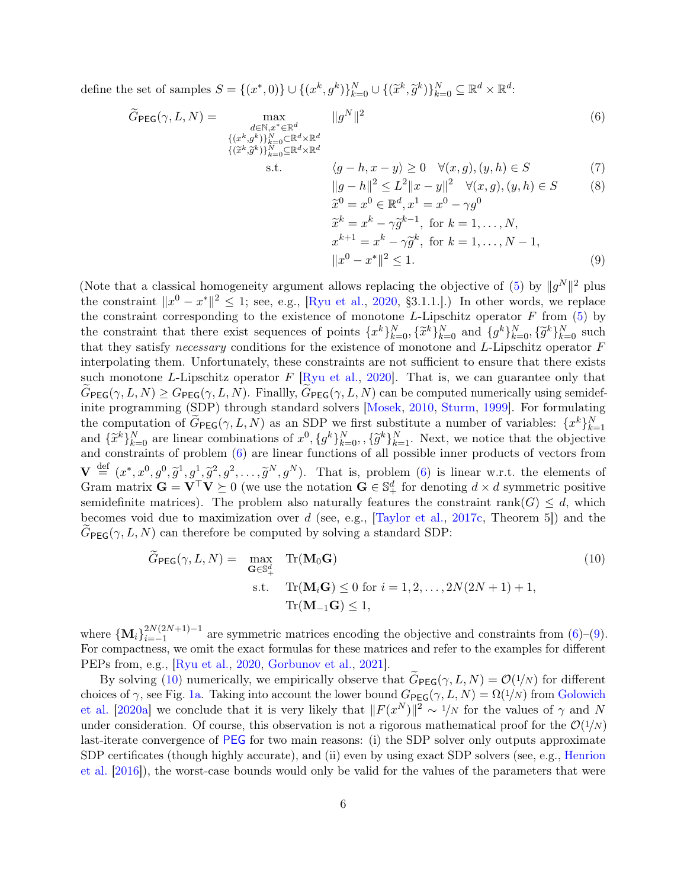define the set of samples $S = \{(x^*, 0)\} \cup \{(x^k, g^k)\}_{k=0}^N \cup \{(\widetilde{x}^k, \widetilde{g}^k)\}_{k=0}^N \subseteq \mathbb{R}^d \times \mathbb{R}^d$:

$$
\begin{aligned}
\widetilde{G}_{\mathsf{PEG}}(\gamma, L, N) = \max_{\substack{d\in\mathbb{N}, x^*\in\mathbb{R}^d \\ \{(x^k,g^k)\}_{k=0}^N \subset \mathbb{R}^d\times\mathbb{R}^d \\ \{(\widetilde{x}^k,\widetilde{g}^k)\}_{k=0}^N \subseteq \mathbb{R}^d\times\mathbb{R}^d}} \quad & \|g^N\|^2 && (6) \\
\text{s.t.} \quad & \langle g - h, x - y\rangle \geq 0 \quad \forall (x, g), (y, h) \in S && (7) \\
& \|g - h\|^2 \leq L^2\|x - y\|^2 \quad \forall (x, g), (y, h) \in S && (8) \\
& \widetilde{x}^0 = x^0 \in \mathbb{R}^d, x^1 = x^0 - \gamma g^0 \\
& \widetilde{x}^k = x^k - \gamma \widetilde{g}^{k-1}, \text{ for } k = 1, \ldots, N, \\
& x^{k+1} = x^k - \gamma \widetilde{g}^k, \text{ for } k = 1, \ldots, N-1, \\
& \|x^0 - x^*\|^2 \leq 1. && (9)
\end{aligned}
$$

(Note that a classical homogeneity argument allows replacing the objective of (5) by $\|g^N\|^2$ plus the constraint $\|x^0 - x^*\|^2 \leq 1$; see, e.g., [Ryu et al., 2020, §3.1.1.].) In other words, we replace the constraint corresponding to the existence of monotone $L$-Lipschitz operator $F$ from (5) by the constraint that there exist sequences of points $\{x^k\}_{k=0}^N, \{\widetilde{x}^k\}_{k=0}^N$ and $\{g^k\}_{k=0}^N, \{\widetilde{g}^k\}_{k=0}^N$ such that they satisfy *necessary* conditions for the existence of monotone and $L$-Lipschitz operator $F$ interpolating them. Unfortunately, these constraints are not sufficient to ensure that there exists such monotone $L$-Lipschitz operator $F$ [Ryu et al., 2020]. That is, we can guarantee only that $\widetilde{G}_{\mathsf{PEG}}(\gamma, L, N) \geq G_{\mathsf{PEG}}(\gamma, L, N)$. Finallly, $\widetilde{G}_{\mathsf{PEG}}(\gamma, L, N)$ can be computed numerically using semidefinite programming (SDP) through standard solvers [Mosek, 2010, Sturm, 1999]. For formulating the computation of $\widetilde{G}_{\mathsf{PEG}}(\gamma, L, N)$ as an SDP we first substitute a number of variables: $\{x^k\}_{k=1}^N$ and $\{\widetilde{x}^k\}_{k=0}^N$ are linear combinations of $x^0, \{g^k\}_{k=0}^N, , \{\widetilde{g}^k\}_{k=1}^N$. Next, we notice that the objective and constraints of problem (6) are linear functions of all possible inner products of vectors from $\mathbf{V} \stackrel{\text{def}}{=} (x^*, x^0, g^0, \widetilde{g}^1, g^1, \widetilde{g}^2, g^2, \ldots, \widetilde{g}^N, g^N)$. That is, problem (6) is linear w.r.t. the elements of Gram matrix $\mathbf{G} = \mathbf{V}^\top\mathbf{V} \succeq 0$ (we use the notation $\mathbf{G} \in \mathbb{S}_+^d$ for denoting $d \times d$ symmetric positive semidefinite matrices). The problem also naturally features the constraint $\text{rank}(G) \leq d$, which becomes void due to maximization over $d$ (see, e.g., [Taylor et al., 2017c, Theorem 5]) and the $\widetilde{G}_{\mathsf{PEG}}(\gamma, L, N)$ can therefore be computed by solving a standard SDP:

$$
\begin{aligned}
\widetilde{G}_{\mathsf{PEG}}(\gamma, L, N) = \max_{\mathbf{G}\in\mathbb{S}_+^d} \quad & \text{Tr}(\mathbf{M}_0\mathbf{G}) && (10) \\
\text{s.t.} \quad & \text{Tr}(\mathbf{M}_i\mathbf{G}) \leq 0 \text{ for } i = 1, 2, \ldots, 2N(2N+1)+1, \\
& \text{Tr}(\mathbf{M}_{-1}\mathbf{G}) \leq 1,
\end{aligned}
$$

where $\{\mathbf{M}_i\}_{i=-1}^{2N(2N+1)-1}$ are symmetric matrices encoding the objective and constraints from (6)–(9). For compactness, we omit the exact formulas for these matrices and refer to the examples for different PEPs from, e.g., [Ryu et al., 2020, Gorbunov et al., 2021].

By solving (10) numerically, we empirically observe that $\widetilde{G}_{\mathsf{PEG}}(\gamma, L, N) = \mathcal{O}(1/N)$ for different choices of $\gamma$, see Fig. 1a. Taking into account the lower bound $G_{\mathsf{PEG}}(\gamma, L, N) = \Omega(1/N)$ from Golowich et al. [2020a] we conclude that it is very likely that $\|F(x^N)\|^2 \sim 1/N$ for the values of $\gamma$ and $N$ under consideration. Of course, this observation is not a rigorous mathematical proof for the $\mathcal{O}(1/N)$ last-iterate convergence of PEG for two main reasons: (i) the SDP solver only outputs approximate SDP certificates (though highly accurate), and (ii) even by using exact SDP solvers (see, e.g., Henrion et al. [2016]), the worst-case bounds would only be valid for the values of the parameters that were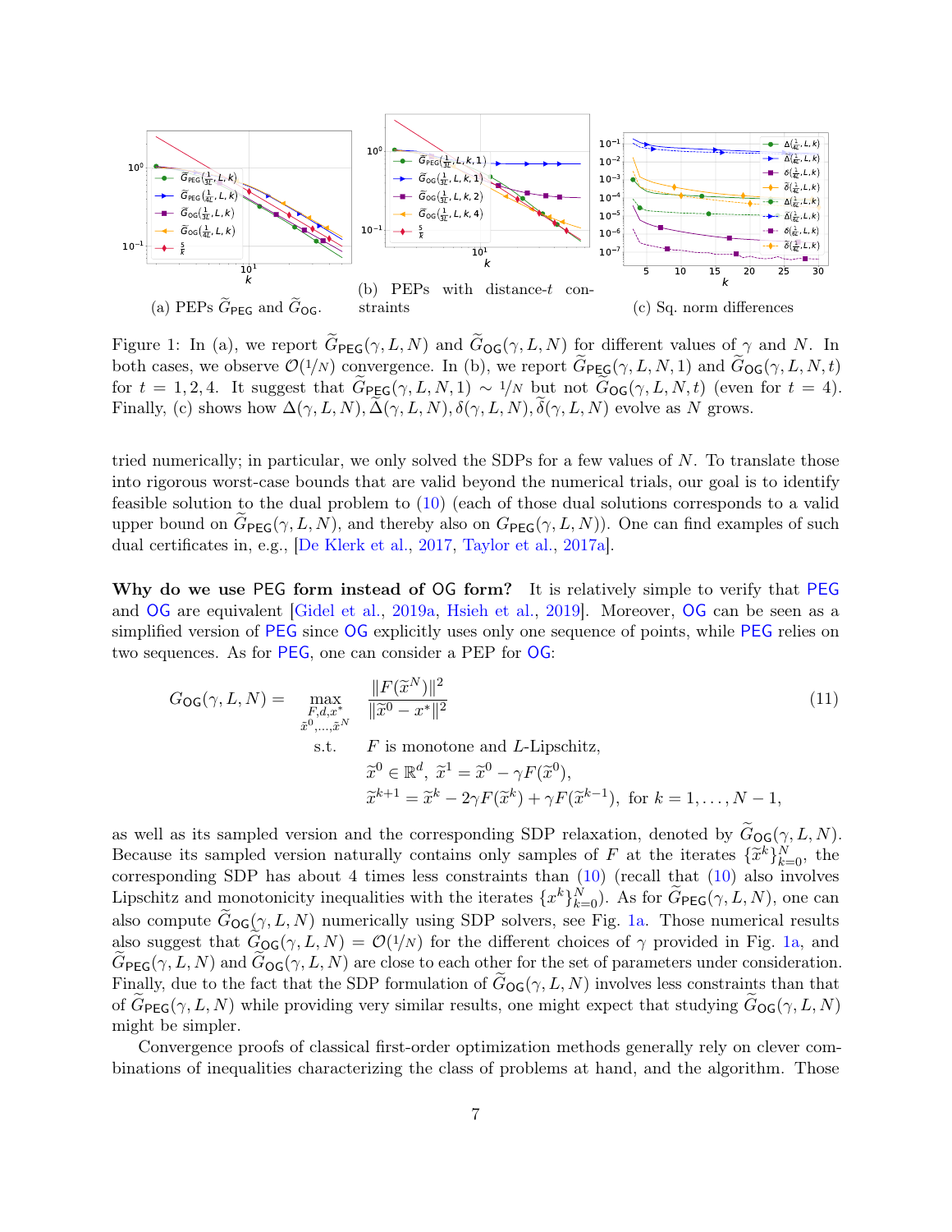(a) PEPs $\widetilde{G}_{\mathsf{PEG}}$ and $\widetilde{G}_{\mathsf{OG}}$.

(b) PEPs with distance-$t$ constraints

(c) Sq. norm differences

Figure 1: In (a), we report $\widetilde{G}_{\mathsf{PEG}}(\gamma, L, N)$ and $\widetilde{G}_{\mathsf{OG}}(\gamma, L, N)$ for different values of $\gamma$ and $N$. In both cases, we observe $\mathcal{O}(1/N)$ convergence. In (b), we report $\widetilde{G}_{\mathsf{PEG}}(\gamma, L, N, 1)$ and $\widetilde{G}_{\mathsf{OG}}(\gamma, L, N, t)$ for $t = 1, 2, 4$. It suggest that $\widetilde{G}_{\mathsf{PEG}}(\gamma, L, N, 1) \sim 1/N$ but not $\widetilde{G}_{\mathsf{OG}}(\gamma, L, N, t)$ (even for $t = 4$). Finally, (c) shows how $\Delta(\gamma, L, N), \widetilde{\Delta}(\gamma, L, N), \delta(\gamma, L, N), \widetilde{\delta}(\gamma, L, N)$ evolve as $N$ grows.

tried numerically; in particular, we only solved the SDPs for a few values of $N$. To translate those into rigorous worst-case bounds that are valid beyond the numerical trials, our goal is to identify feasible solution to the dual problem to (10) (each of those dual solutions corresponds to a valid upper bound on $\widetilde{G}_{\mathsf{PEG}}(\gamma, L, N)$, and thereby also on $G_{\mathsf{PEG}}(\gamma, L, N)$). One can find examples of such dual certificates in, e.g., [De Klerk et al., 2017, Taylor et al., 2017a].

**Why do we use PEG form instead of OG form?** It is relatively simple to verify that PEG and OG are equivalent [Gidel et al., 2019a, Hsieh et al., 2019]. Moreover, OG can be seen as a simplified version of PEG since OG explicitly uses only one sequence of points, while PEG relies on two sequences. As for PEG, one can consider a PEP for OG:

$$
\begin{aligned}
G_{\mathsf{OG}}(\gamma, L, N) = \max_{\substack{F, d, x^* \\ \widetilde{x}^0, \ldots, \widetilde{x}^N}} \quad & \frac{\|F(\widetilde{x}^N)\|^2}{\|\widetilde{x}^0 - x^*\|^2} \\
\text{s.t.} \quad & F \text{ is monotone and } L\text{-Lipschitz}, \\
& \widetilde{x}^0 \in \mathbb{R}^d,\ \widetilde{x}^1 = \widetilde{x}^0 - \gamma F(\widetilde{x}^0), \\
& \widetilde{x}^{k+1} = \widetilde{x}^k - 2\gamma F(\widetilde{x}^k) + \gamma F(\widetilde{x}^{k-1}),\ \text{for } k = 1, \ldots, N-1,
\end{aligned}
\tag{11}
$$

as well as its sampled version and the corresponding SDP relaxation, denoted by $\widetilde{G}_{\mathsf{OG}}(\gamma, L, N)$. Because its sampled version naturally contains only samples of $F$ at the iterates $\{\widetilde{x}^k\}_{k=0}^N$, the corresponding SDP has about 4 times less constraints than (10) (recall that (10) also involves Lipschitz and monotonicity inequalities with the iterates $\{x^k\}_{k=0}^N$). As for $\widetilde{G}_{\mathsf{PEG}}(\gamma, L, N)$, one can also compute $\widetilde{G}_{\mathsf{OG}}(\gamma, L, N)$ numerically using SDP solvers, see Fig. 1a. Those numerical results also suggest that $\widetilde{G}_{\mathsf{OG}}(\gamma, L, N) = \mathcal{O}(1/N)$ for the different choices of $\gamma$ provided in Fig. 1a, and $\widetilde{G}_{\mathsf{PEG}}(\gamma, L, N)$ and $\widetilde{G}_{\mathsf{OG}}(\gamma, L, N)$ are close to each other for the set of parameters under consideration. Finally, due to the fact that the SDP formulation of $\widetilde{G}_{\mathsf{OG}}(\gamma, L, N)$ involves less constraints than that of $\widetilde{G}_{\mathsf{PEG}}(\gamma, L, N)$ while providing very similar results, one might expect that studying $\widetilde{G}_{\mathsf{OG}}(\gamma, L, N)$ might be simpler.

Convergence proofs of classical first-order optimization methods generally rely on clever combinations of inequalities characterizing the class of problems at hand, and the algorithm. Those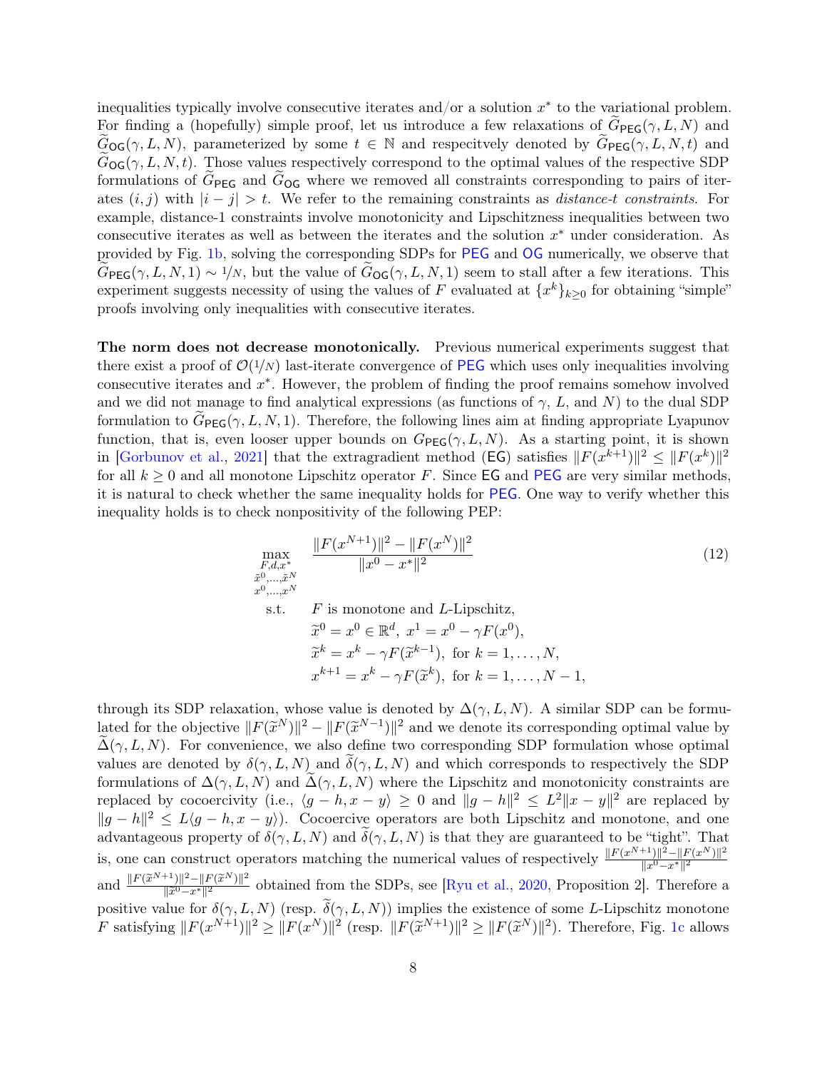inequalities typically involve consecutive iterates and/or a solution $x^*$ to the variational problem. For finding a (hopefully) simple proof, let us introduce a few relaxations of $\widetilde{G}_{\mathsf{PEG}}(\gamma, L, N)$ and $\widetilde{G}_{\mathsf{OG}}(\gamma, L, N)$, parameterized by some $t \in \mathbb{N}$ and respecitvely denoted by $\widetilde{G}_{\mathsf{PEG}}(\gamma, L, N, t)$ and $\widetilde{G}_{\mathsf{OG}}(\gamma, L, N, t)$. Those values respectively correspond to the optimal values of the respective SDP formulations of $\widetilde{G}_{\mathsf{PEG}}$ and $\widetilde{G}_{\mathsf{OG}}$ where we removed all constraints corresponding to pairs of iterates $(i, j)$ with $|i - j| > t$. We refer to the remaining constraints as *distance-t constraints*. For example, distance-1 constraints involve monotonicity and Lipschitzness inequalities between two consecutive iterates as well as between the iterates and the solution $x^*$ under consideration. As provided by Fig. 1b, solving the corresponding SDPs for PEG and OG numerically, we observe that $\widetilde{G}_{\mathsf{PEG}}(\gamma, L, N, 1) \sim 1/N$, but the value of $\widetilde{G}_{\mathsf{OG}}(\gamma, L, N, 1)$ seem to stall after a few iterations. This experiment suggests necessity of using the values of $F$ evaluated at $\{x^k\}_{k\geq 0}$ for obtaining "simple" proofs involving only inequalities with consecutive iterates.

**The norm does not decrease monotonically.** Previous numerical experiments suggest that there exist a proof of $\mathcal{O}(1/N)$ last-iterate convergence of PEG which uses only inequalities involving consecutive iterates and $x^*$. However, the problem of finding the proof remains somehow involved and we did not manage to find analytical expressions (as functions of $\gamma$, $L$, and $N$) to the dual SDP formulation to $\widetilde{G}_{\mathsf{PEG}}(\gamma, L, N, 1)$. Therefore, the following lines aim at finding appropriate Lyapunov function, that is, even looser upper bounds on $G_{\mathsf{PEG}}(\gamma, L, N)$. As a starting point, it is shown in [Gorbunov et al., 2021] that the extragradient method (EG) satisfies $\|F(x^{k+1})\|^2 \leq \|F(x^k)\|^2$ for all $k \geq 0$ and all monotone Lipschitz operator $F$. Since EG and PEG are very similar methods, it is natural to check whether the same inequality holds for PEG. One way to verify whether this inequality holds is to check nonpositivity of the following PEP:

$$
\begin{aligned}
\max_{\substack{F,d,x^* \\ \widetilde{x}^0,\ldots,\widetilde{x}^N \\ x^0,\ldots,x^N}} \quad & \frac{\|F(x^{N+1})\|^2 - \|F(x^N)\|^2}{\|x^0 - x^*\|^2} \\
\text{s.t.} \quad & F \text{ is monotone and } L\text{-Lipschitz}, \\
& \widetilde{x}^0 = x^0 \in \mathbb{R}^d,\ x^1 = x^0 - \gamma F(x^0), \\
& \widetilde{x}^k = x^k - \gamma F(\widetilde{x}^{k-1}), \text{ for } k = 1, \ldots, N, \\
& x^{k+1} = x^k - \gamma F(\widetilde{x}^k), \text{ for } k = 1, \ldots, N-1,
\end{aligned}
\tag{12}
$$

through its SDP relaxation, whose value is denoted by $\Delta(\gamma, L, N)$. A similar SDP can be formulated for the objective $\|F(\widetilde{x}^N)\|^2 - \|F(\widetilde{x}^{N-1})\|^2$ and we denote its corresponding optimal value by $\widetilde{\Delta}(\gamma, L, N)$. For convenience, we also define two corresponding SDP formulation whose optimal values are denoted by $\delta(\gamma, L, N)$ and $\widetilde{\delta}(\gamma, L, N)$ and which corresponds to respectively the SDP formulations of $\Delta(\gamma, L, N)$ and $\widetilde{\Delta}(\gamma, L, N)$ where the Lipschitz and monotonicity constraints are replaced by cocoercivity (i.e., $\langle g - h, x - y\rangle \geq 0$ and $\|g - h\|^2 \leq L^2\|x - y\|^2$ are replaced by $\|g - h\|^2 \leq L\langle g - h, x - y\rangle$). Cocoercive operators are both Lipschitz and monotone, and one advantageous property of $\delta(\gamma, L, N)$ and $\widetilde{\delta}(\gamma, L, N)$ is that they are guaranteed to be "tight". That is, one can construct operators matching the numerical values of respectively $\frac{\|F(x^{N+1})\|^2 - \|F(x^N)\|^2}{\|x^0 - x^*\|^2}$ and $\frac{\|F(\widetilde{x}^{N+1})\|^2 - \|F(\widetilde{x}^N)\|^2}{\|\widetilde{x}^0 - x^*\|^2}$ obtained from the SDPs, see [Ryu et al., 2020, Proposition 2]. Therefore a positive value for $\delta(\gamma, L, N)$ (resp. $\widetilde{\delta}(\gamma, L, N)$) implies the existence of some $L$-Lipschitz monotone $F$ satisfying $\|F(x^{N+1})\|^2 \geq \|F(x^N)\|^2$ (resp. $\|F(\widetilde{x}^{N+1})\|^2 \geq \|F(\widetilde{x}^N)\|^2$). Therefore, Fig. 1c allows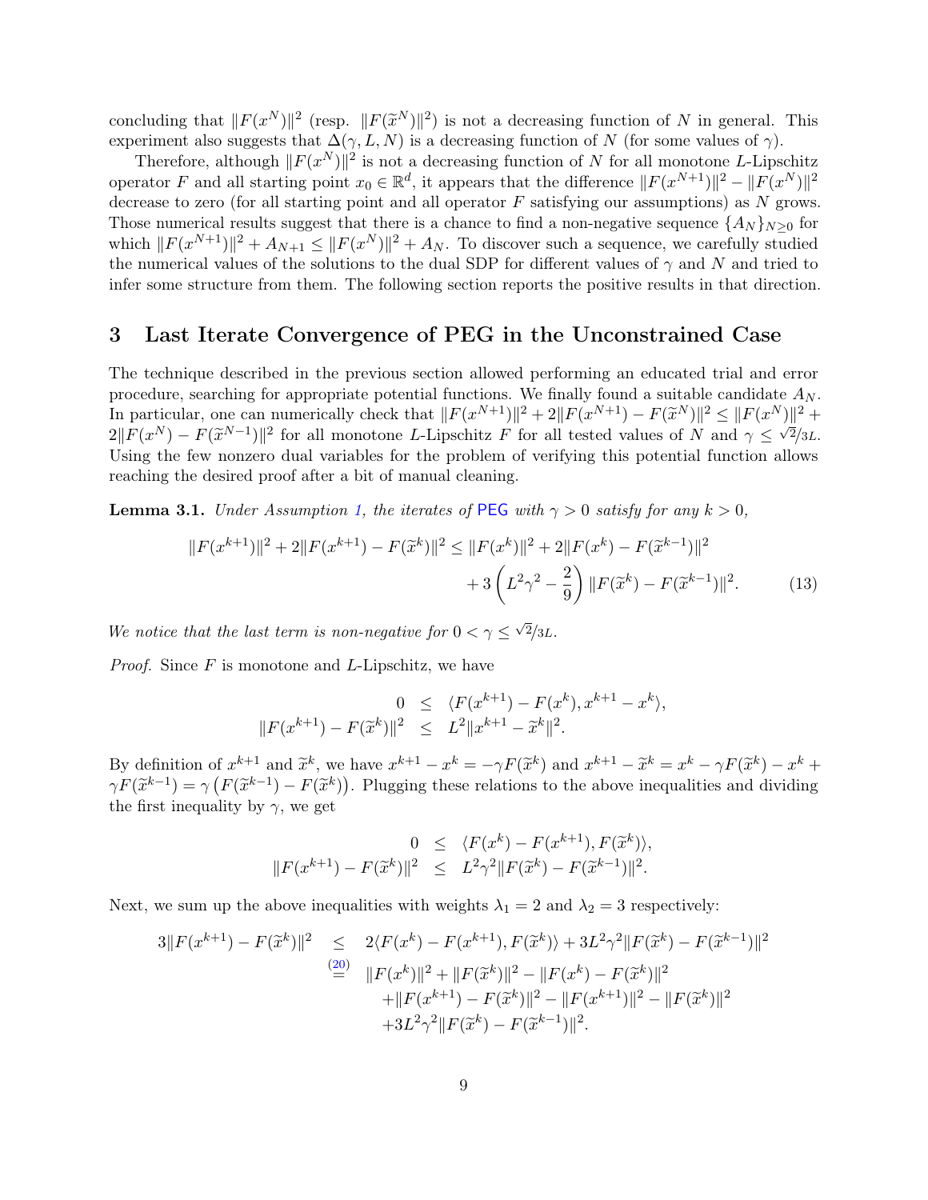concluding that $\|F(x^N)\|^2$ (resp. $\|F(\widetilde{x}^N)\|^2$) is not a decreasing function of $N$ in general. This experiment also suggests that $\Delta(\gamma, L, N)$ is a decreasing function of $N$ (for some values of $\gamma$).

Therefore, although $\|F(x^N)\|^2$ is not a decreasing function of $N$ for all monotone $L$-Lipschitz operator $F$ and all starting point $x_0 \in \mathbb{R}^d$, it appears that the difference $\|F(x^{N+1})\|^2 - \|F(x^N)\|^2$ decrease to zero (for all starting point and all operator $F$ satisfying our assumptions) as $N$ grows. Those numerical results suggest that there is a chance to find a non-negative sequence $\{A_N\}_{N\geq 0}$ for which $\|F(x^{N+1})\|^2 + A_{N+1} \leq \|F(x^N)\|^2 + A_N$. To discover such a sequence, we carefully studied the numerical values of the solutions to the dual SDP for different values of $\gamma$ and $N$ and tried to infer some structure from them. The following section reports the positive results in that direction.

## 3 Last Iterate Convergence of PEG in the Unconstrained Case

The technique described in the previous section allowed performing an educated trial and error procedure, searching for appropriate potential functions. We finally found a suitable candidate $A_N$. In particular, one can numerically check that $\|F(x^{N+1})\|^2 + 2\|F(x^{N+1}) - F(\widetilde{x}^N)\|^2 \leq \|F(x^N)\|^2 + 2\|F(x^N) - F(\widetilde{x}^{N-1})\|^2$ for all monotone $L$-Lipschitz $F$ for all tested values of $N$ and $\gamma \leq \sqrt{2}/3L$. Using the few nonzero dual variables for the problem of verifying this potential function allows reaching the desired proof after a bit of manual cleaning.

**Lemma 3.1.** *Under Assumption 1, the iterates of* PEG *with $\gamma > 0$ satisfy for any $k > 0$,*

$$\|F(x^{k+1})\|^2 + 2\|F(x^{k+1}) - F(\widetilde{x}^k)\|^2 \leq \|F(x^k)\|^2 + 2\|F(x^k) - F(\widetilde{x}^{k-1})\|^2 + 3\left(L^2\gamma^2 - \frac{2}{9}\right)\|F(\widetilde{x}^k) - F(\widetilde{x}^{k-1})\|^2. \tag{13}$$

*We notice that the last term is non-negative for $0 < \gamma \leq \sqrt{2}/3L$.*

*Proof.* Since $F$ is monotone and $L$-Lipschitz, we have

$$\begin{aligned} 0 &\leq \langle F(x^{k+1}) - F(x^k), x^{k+1} - x^k \rangle, \\ \|F(x^{k+1}) - F(\widetilde{x}^k)\|^2 &\leq L^2\|x^{k+1} - \widetilde{x}^k\|^2. \end{aligned}$$

By definition of $x^{k+1}$ and $\widetilde{x}^k$, we have $x^{k+1} - x^k = -\gamma F(\widetilde{x}^k)$ and $x^{k+1} - \widetilde{x}^k = x^k - \gamma F(\widetilde{x}^k) - x^k + \gamma F(\widetilde{x}^{k-1}) = \gamma\left(F(\widetilde{x}^{k-1}) - F(\widetilde{x}^k)\right)$. Plugging these relations to the above inequalities and dividing the first inequality by $\gamma$, we get

$$\begin{aligned} 0 &\leq \langle F(x^k) - F(x^{k+1}), F(\widetilde{x}^k) \rangle, \\ \|F(x^{k+1}) - F(\widetilde{x}^k)\|^2 &\leq L^2\gamma^2\|F(\widetilde{x}^k) - F(\widetilde{x}^{k-1})\|^2. \end{aligned}$$

Next, we sum up the above inequalities with weights $\lambda_1 = 2$ and $\lambda_2 = 3$ respectively:

$$\begin{aligned} 3\|F(x^{k+1}) - F(\widetilde{x}^k)\|^2 &\leq 2\langle F(x^k) - F(x^{k+1}), F(\widetilde{x}^k)\rangle + 3L^2\gamma^2\|F(\widetilde{x}^k) - F(\widetilde{x}^{k-1})\|^2 \\ &\overset{(20)}{=} \|F(x^k)\|^2 + \|F(\widetilde{x}^k)\|^2 - \|F(x^k) - F(\widetilde{x}^k)\|^2 \\ &\quad + \|F(x^{k+1}) - F(\widetilde{x}^k)\|^2 - \|F(x^{k+1})\|^2 - \|F(\widetilde{x}^k)\|^2 \\ &\quad + 3L^2\gamma^2\|F(\widetilde{x}^k) - F(\widetilde{x}^{k-1})\|^2. \end{aligned}$$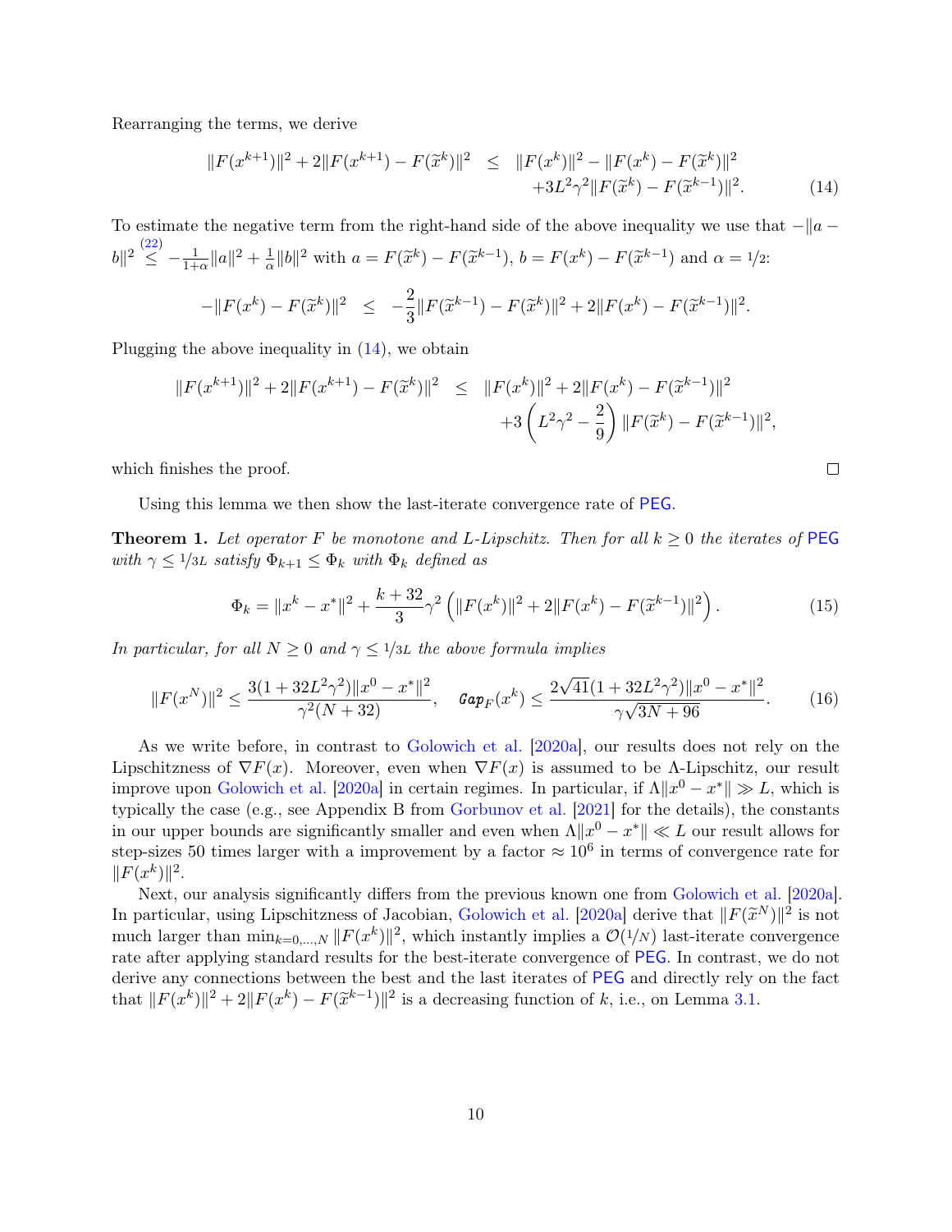Rearranging the terms, we derive

$$
\begin{aligned}
\|F(x^{k+1})\|^2 + 2\|F(x^{k+1}) - F(\widetilde{x}^k)\|^2 \quad &\leq \quad \|F(x^k)\|^2 - \|F(x^k) - F(\widetilde{x}^k)\|^2 \\
&\quad + 3L^2\gamma^2\|F(\widetilde{x}^k) - F(\widetilde{x}^{k-1})\|^2. \qquad (14)
\end{aligned}
$$

To estimate the negative term from the right-hand side of the above inequality we use that $-\|a - b\|^2 \overset{(22)}{\leq} -\frac{1}{1+\alpha}\|a\|^2 + \frac{1}{\alpha}\|b\|^2$ with $a = F(\widetilde{x}^k) - F(\widetilde{x}^{k-1})$, $b = F(x^k) - F(\widetilde{x}^{k-1})$ and $\alpha = 1/2$:

$$
-\|F(x^k) - F(\widetilde{x}^k)\|^2 \quad \leq \quad -\frac{2}{3}\|F(\widetilde{x}^{k-1}) - F(\widetilde{x}^k)\|^2 + 2\|F(x^k) - F(\widetilde{x}^{k-1})\|^2.
$$

Plugging the above inequality in (14), we obtain

$$
\begin{aligned}
\|F(x^{k+1})\|^2 + 2\|F(x^{k+1}) - F(\widetilde{x}^k)\|^2 \quad &\leq \quad \|F(x^k)\|^2 + 2\|F(x^k) - F(\widetilde{x}^{k-1})\|^2 \\
&\quad + 3\left(L^2\gamma^2 - \frac{2}{9}\right)\|F(\widetilde{x}^k) - F(\widetilde{x}^{k-1})\|^2,
\end{aligned}
$$

which finishes the proof. □

Using this lemma we then show the last-iterate convergence rate of PEG.

**Theorem 1.** *Let operator $F$ be monotone and $L$-Lipschitz. Then for all $k \geq 0$ the iterates of* PEG *with $\gamma \leq 1/3L$ satisfy $\Phi_{k+1} \leq \Phi_k$ with $\Phi_k$ defined as*

$$
\Phi_k = \|x^k - x^*\|^2 + \frac{k+32}{3}\gamma^2\left(\|F(x^k)\|^2 + 2\|F(x^k) - F(\widetilde{x}^{k-1})\|^2\right). \qquad (15)
$$

*In particular, for all $N \geq 0$ and $\gamma \leq 1/3L$ the above formula implies*

$$
\|F(x^N)\|^2 \leq \frac{3(1 + 32L^2\gamma^2)\|x^0 - x^*\|^2}{\gamma^2(N+32)}, \quad \texttt{Gap}_F(x^k) \leq \frac{2\sqrt{41}(1 + 32L^2\gamma^2)\|x^0 - x^*\|^2}{\gamma\sqrt{3N+96}}. \qquad (16)
$$

As we write before, in contrast to Golowich et al. [2020a], our results does not rely on the Lipschitzness of $\nabla F(x)$. Moreover, even when $\nabla F(x)$ is assumed to be $\Lambda$-Lipschitz, our result improve upon Golowich et al. [2020a] in certain regimes. In particular, if $\Lambda\|x^0 - x^*\| \gg L$, which is typically the case (e.g., see Appendix B from Gorbunov et al. [2021] for the details), the constants in our upper bounds are significantly smaller and even when $\Lambda\|x^0 - x^*\| \ll L$ our result allows for step-sizes 50 times larger with a improvement by a factor $\approx 10^6$ in terms of convergence rate for $\|F(x^k)\|^2$.

Next, our analysis significantly differs from the previous known one from Golowich et al. [2020a]. In particular, using Lipschitzness of Jacobian, Golowich et al. [2020a] derive that $\|F(\widetilde{x}^N)\|^2$ is not much larger than $\min_{k=0,\ldots,N}\|F(x^k)\|^2$, which instantly implies a $\mathcal{O}(1/N)$ last-iterate convergence rate after applying standard results for the best-iterate convergence of PEG. In contrast, we do not derive any connections between the best and the last iterates of PEG and directly rely on the fact that $\|F(x^k)\|^2 + 2\|F(x^k) - F(\widetilde{x}^{k-1})\|^2$ is a decreasing function of $k$, i.e., on Lemma 3.1.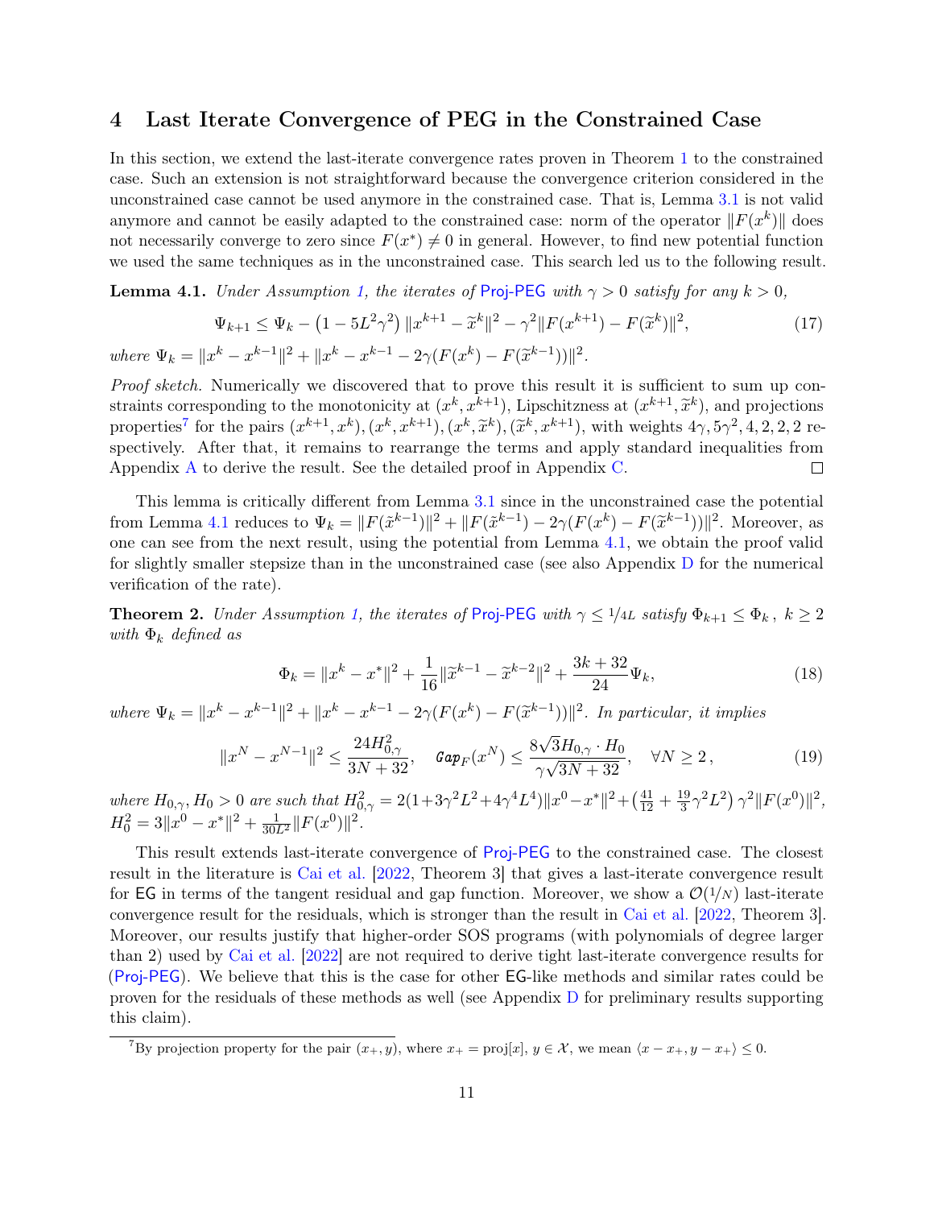## 4 Last Iterate Convergence of PEG in the Constrained Case

In this section, we extend the last-iterate convergence rates proven in Theorem 1 to the constrained case. Such an extension is not straightforward because the convergence criterion considered in the unconstrained case cannot be used anymore in the constrained case. That is, Lemma 3.1 is not valid anymore and cannot be easily adapted to the constrained case: norm of the operator $\|F(x^k)\|$ does not necessarily converge to zero since $F(x^*) \neq 0$ in general. However, to find new potential function we used the same techniques as in the unconstrained case. This search led us to the following result.

**Lemma 4.1.** *Under Assumption 1, the iterates of* Proj-PEG *with* $\gamma > 0$ *satisfy for any* $k > 0$,

$$\Psi_{k+1} \leq \Psi_k - \left(1 - 5L^2\gamma^2\right)\|x^{k+1} - \widetilde{x}^k\|^2 - \gamma^2\|F(x^{k+1}) - F(\widetilde{x}^k)\|^2, \tag{17}$$

*where* $\Psi_k = \|x^k - x^{k-1}\|^2 + \|x^k - x^{k-1} - 2\gamma(F(x^k) - F(\widetilde{x}^{k-1}))\|^2$.

*Proof sketch.* Numerically we discovered that to prove this result it is sufficient to sum up constraints corresponding to the monotonicity at $(x^k, x^{k+1})$, Lipschitzness at $(x^{k+1}, \widetilde{x}^k)$, and projections properties[7] for the pairs $(x^{k+1}, x^k), (x^k, x^{k+1}), (x^k, \widetilde{x}^k), (\widetilde{x}^k, x^{k+1})$, with weights $4\gamma, 5\gamma^2, 4, 2, 2, 2$ respectively. After that, it remains to rearrange the terms and apply standard inequalities from Appendix A to derive the result. See the detailed proof in Appendix C. □

This lemma is critically different from Lemma 3.1 since in the unconstrained case the potential from Lemma 4.1 reduces to $\Psi_k = \|F(\tilde{x}^{k-1})\|^2 + \|F(\tilde{x}^{k-1}) - 2\gamma(F(x^k) - F(\tilde{x}^{k-1}))\|^2$. Moreover, as one can see from the next result, using the potential from Lemma 4.1, we obtain the proof valid for slightly smaller stepsize than in the unconstrained case (see also Appendix D for the numerical verification of the rate).

**Theorem 2.** *Under Assumption 1, the iterates of* Proj-PEG *with* $\gamma \leq 1/4L$ *satisfy* $\Phi_{k+1} \leq \Phi_k$ , $k \geq 2$ *with* $\Phi_k$ *defined as*

$$\Phi_k = \|x^k - x^*\|^2 + \frac{1}{16}\|\widetilde{x}^{k-1} - \widetilde{x}^{k-2}\|^2 + \frac{3k + 32}{24}\Psi_k, \tag{18}$$

*where* $\Psi_k = \|x^k - x^{k-1}\|^2 + \|x^k - x^{k-1} - 2\gamma(F(x^k) - F(\widetilde{x}^{k-1}))\|^2$. *In particular, it implies*

$$\|x^N - x^{N-1}\|^2 \leq \frac{24H_{0,\gamma}^2}{3N + 32}, \quad \texttt{Gap}_F(x^N) \leq \frac{8\sqrt{3}H_{0,\gamma} \cdot H_0}{\gamma\sqrt{3N + 32}}, \quad \forall N \geq 2\,, \tag{19}$$

*where* $H_{0,\gamma}, H_0 > 0$ *are such that* $H_{0,\gamma}^2 = 2(1+3\gamma^2L^2+4\gamma^4L^4)\|x^0 - x^*\|^2 + \left(\frac{41}{12} + \frac{19}{3}\gamma^2L^2\right)\gamma^2\|F(x^0)\|^2$, $H_0^2 = 3\|x^0 - x^*\|^2 + \frac{1}{30L^2}\|F(x^0)\|^2$.

This result extends last-iterate convergence of Proj-PEG to the constrained case. The closest result in the literature is Cai et al. [2022, Theorem 3] that gives a last-iterate convergence result for EG in terms of the tangent residual and gap function. Moreover, we show a $\mathcal{O}(1/N)$ last-iterate convergence result for the residuals, which is stronger than the result in Cai et al. [2022, Theorem 3]. Moreover, our results justify that higher-order SOS programs (with polynomials of degree larger than 2) used by Cai et al. [2022] are not required to derive tight last-iterate convergence results for (Proj-PEG). We believe that this is the case for other EG-like methods and similar rates could be proven for the residuals of these methods as well (see Appendix D for preliminary results supporting this claim).

[7] By projection property for the pair $(x_+, y)$, where $x_+ = \text{proj}[x]$, $y \in \mathcal{X}$, we mean $\langle x - x_+, y - x_+\rangle \leq 0$.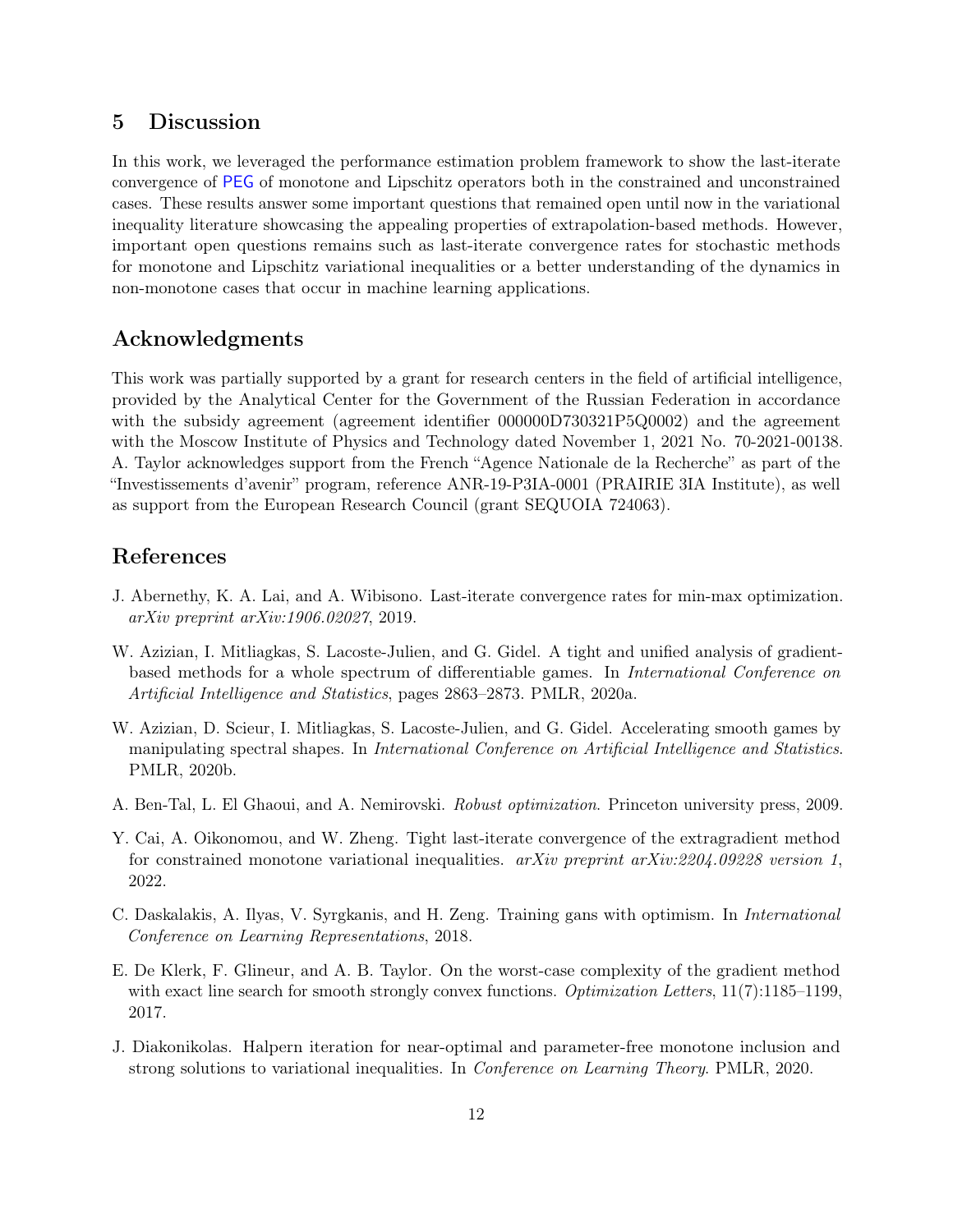## 5 Discussion

In this work, we leveraged the performance estimation problem framework to show the last-iterate convergence of PEG of monotone and Lipschitz operators both in the constrained and unconstrained cases. These results answer some important questions that remained open until now in the variational inequality literature showcasing the appealing properties of extrapolation-based methods. However, important open questions remains such as last-iterate convergence rates for stochastic methods for monotone and Lipschitz variational inequalities or a better understanding of the dynamics in non-monotone cases that occur in machine learning applications.

## Acknowledgments

This work was partially supported by a grant for research centers in the field of artificial intelligence, provided by the Analytical Center for the Government of the Russian Federation in accordance with the subsidy agreement (agreement identifier 000000D730321P5Q0002) and the agreement with the Moscow Institute of Physics and Technology dated November 1, 2021 No. 70-2021-00138. A. Taylor acknowledges support from the French "Agence Nationale de la Recherche" as part of the "Investissements d'avenir" program, reference ANR-19-P3IA-0001 (PRAIRIE 3IA Institute), as well as support from the European Research Council (grant SEQUOIA 724063).

## References

J. Abernethy, K. A. Lai, and A. Wibisono. Last-iterate convergence rates for min-max optimization. *arXiv preprint arXiv:1906.02027*, 2019.

W. Azizian, I. Mitliagkas, S. Lacoste-Julien, and G. Gidel. A tight and unified analysis of gradient-based methods for a whole spectrum of differentiable games. In *International Conference on Artificial Intelligence and Statistics*, pages 2863–2873. PMLR, 2020a.

W. Azizian, D. Scieur, I. Mitliagkas, S. Lacoste-Julien, and G. Gidel. Accelerating smooth games by manipulating spectral shapes. In *International Conference on Artificial Intelligence and Statistics*. PMLR, 2020b.

A. Ben-Tal, L. El Ghaoui, and A. Nemirovski. *Robust optimization*. Princeton university press, 2009.

Y. Cai, A. Oikonomou, and W. Zheng. Tight last-iterate convergence of the extragradient method for constrained monotone variational inequalities. *arXiv preprint arXiv:2204.09228 version 1*, 2022.

C. Daskalakis, A. Ilyas, V. Syrgkanis, and H. Zeng. Training gans with optimism. In *International Conference on Learning Representations*, 2018.

E. De Klerk, F. Glineur, and A. B. Taylor. On the worst-case complexity of the gradient method with exact line search for smooth strongly convex functions. *Optimization Letters*, 11(7):1185–1199, 2017.

J. Diakonikolas. Halpern iteration for near-optimal and parameter-free monotone inclusion and strong solutions to variational inequalities. In *Conference on Learning Theory*. PMLR, 2020.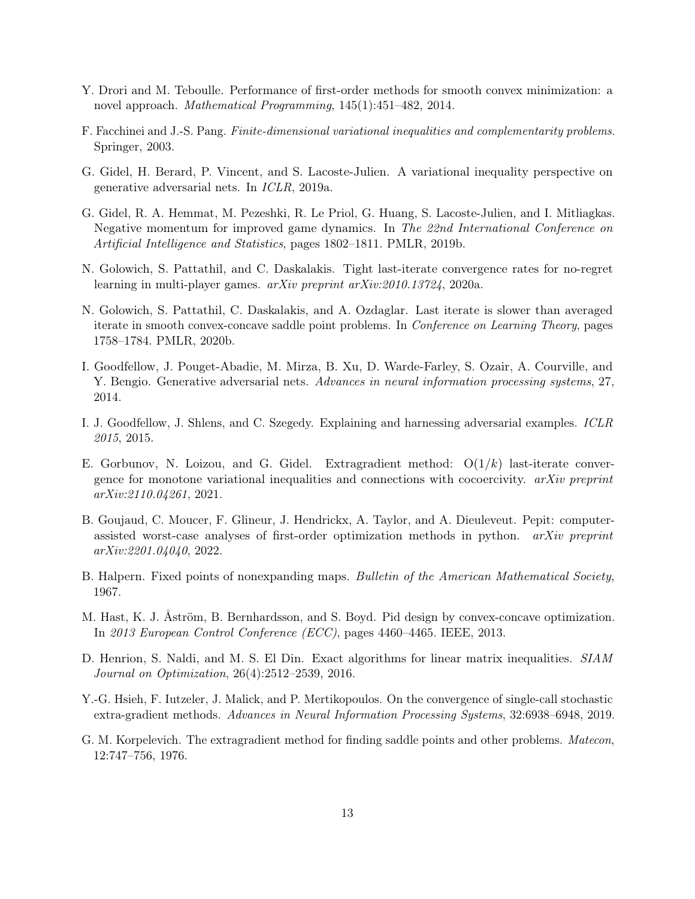Y. Drori and M. Teboulle. Performance of first-order methods for smooth convex minimization: a novel approach. *Mathematical Programming*, 145(1):451–482, 2014.

F. Facchinei and J.-S. Pang. *Finite-dimensional variational inequalities and complementarity problems*. Springer, 2003.

G. Gidel, H. Berard, P. Vincent, and S. Lacoste-Julien. A variational inequality perspective on generative adversarial nets. In *ICLR*, 2019a.

G. Gidel, R. A. Hemmat, M. Pezeshki, R. Le Priol, G. Huang, S. Lacoste-Julien, and I. Mitliagkas. Negative momentum for improved game dynamics. In *The 22nd International Conference on Artificial Intelligence and Statistics*, pages 1802–1811. PMLR, 2019b.

N. Golowich, S. Pattathil, and C. Daskalakis. Tight last-iterate convergence rates for no-regret learning in multi-player games. *arXiv preprint arXiv:2010.13724*, 2020a.

N. Golowich, S. Pattathil, C. Daskalakis, and A. Ozdaglar. Last iterate is slower than averaged iterate in smooth convex-concave saddle point problems. In *Conference on Learning Theory*, pages 1758–1784. PMLR, 2020b.

I. Goodfellow, J. Pouget-Abadie, M. Mirza, B. Xu, D. Warde-Farley, S. Ozair, A. Courville, and Y. Bengio. Generative adversarial nets. *Advances in neural information processing systems*, 27, 2014.

I. J. Goodfellow, J. Shlens, and C. Szegedy. Explaining and harnessing adversarial examples. *ICLR 2015*, 2015.

E. Gorbunov, N. Loizou, and G. Gidel. Extragradient method: $O(1/k)$ last-iterate convergence for monotone variational inequalities and connections with cocoercivity. *arXiv preprint arXiv:2110.04261*, 2021.

B. Goujaud, C. Moucer, F. Glineur, J. Hendrickx, A. Taylor, and A. Dieuleveut. Pepit: computer-assisted worst-case analyses of first-order optimization methods in python. *arXiv preprint arXiv:2201.04040*, 2022.

B. Halpern. Fixed points of nonexpanding maps. *Bulletin of the American Mathematical Society*, 1967.

M. Hast, K. J. Åström, B. Bernhardsson, and S. Boyd. Pid design by convex-concave optimization. In *2013 European Control Conference (ECC)*, pages 4460–4465. IEEE, 2013.

D. Henrion, S. Naldi, and M. S. El Din. Exact algorithms for linear matrix inequalities. *SIAM Journal on Optimization*, 26(4):2512–2539, 2016.

Y.-G. Hsieh, F. Iutzeler, J. Malick, and P. Mertikopoulos. On the convergence of single-call stochastic extra-gradient methods. *Advances in Neural Information Processing Systems*, 32:6938–6948, 2019.

G. M. Korpelevich. The extragradient method for finding saddle points and other problems. *Matecon*, 12:747–756, 1976.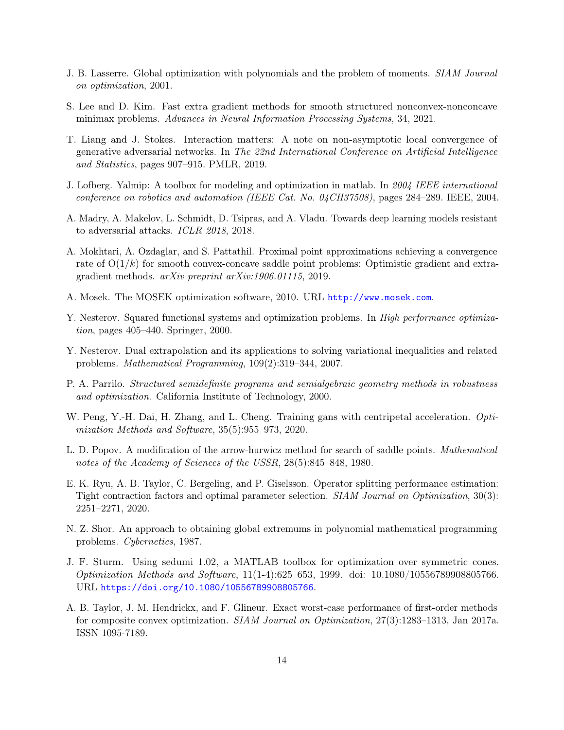J. B. Lasserre. Global optimization with polynomials and the problem of moments. *SIAM Journal on optimization*, 2001.

S. Lee and D. Kim. Fast extra gradient methods for smooth structured nonconvex-nonconcave minimax problems. *Advances in Neural Information Processing Systems*, 34, 2021.

T. Liang and J. Stokes. Interaction matters: A note on non-asymptotic local convergence of generative adversarial networks. In *The 22nd International Conference on Artificial Intelligence and Statistics*, pages 907–915. PMLR, 2019.

J. Lofberg. Yalmip: A toolbox for modeling and optimization in matlab. In *2004 IEEE international conference on robotics and automation (IEEE Cat. No. 04CH37508)*, pages 284–289. IEEE, 2004.

A. Madry, A. Makelov, L. Schmidt, D. Tsipras, and A. Vladu. Towards deep learning models resistant to adversarial attacks. *ICLR 2018*, 2018.

A. Mokhtari, A. Ozdaglar, and S. Pattathil. Proximal point approximations achieving a convergence rate of $O(1/k)$ for smooth convex-concave saddle point problems: Optimistic gradient and extra-gradient methods. *arXiv preprint arXiv:1906.01115*, 2019.

A. Mosek. The MOSEK optimization software, 2010. URL http://www.mosek.com.

Y. Nesterov. Squared functional systems and optimization problems. In *High performance optimization*, pages 405–440. Springer, 2000.

Y. Nesterov. Dual extrapolation and its applications to solving variational inequalities and related problems. *Mathematical Programming*, 109(2):319–344, 2007.

P. A. Parrilo. *Structured semidefinite programs and semialgebraic geometry methods in robustness and optimization*. California Institute of Technology, 2000.

W. Peng, Y.-H. Dai, H. Zhang, and L. Cheng. Training gans with centripetal acceleration. *Optimization Methods and Software*, 35(5):955–973, 2020.

L. D. Popov. A modification of the arrow-hurwicz method for search of saddle points. *Mathematical notes of the Academy of Sciences of the USSR*, 28(5):845–848, 1980.

E. K. Ryu, A. B. Taylor, C. Bergeling, and P. Giselsson. Operator splitting performance estimation: Tight contraction factors and optimal parameter selection. *SIAM Journal on Optimization*, 30(3): 2251–2271, 2020.

N. Z. Shor. An approach to obtaining global extremums in polynomial mathematical programming problems. *Cybernetics*, 1987.

J. F. Sturm. Using sedumi 1.02, a MATLAB toolbox for optimization over symmetric cones. *Optimization Methods and Software*, 11(1-4):625–653, 1999. doi: 10.1080/10556789908805766. URL https://doi.org/10.1080/10556789908805766.

A. B. Taylor, J. M. Hendrickx, and F. Glineur. Exact worst-case performance of first-order methods for composite convex optimization. *SIAM Journal on Optimization*, 27(3):1283–1313, Jan 2017a. ISSN 1095-7189.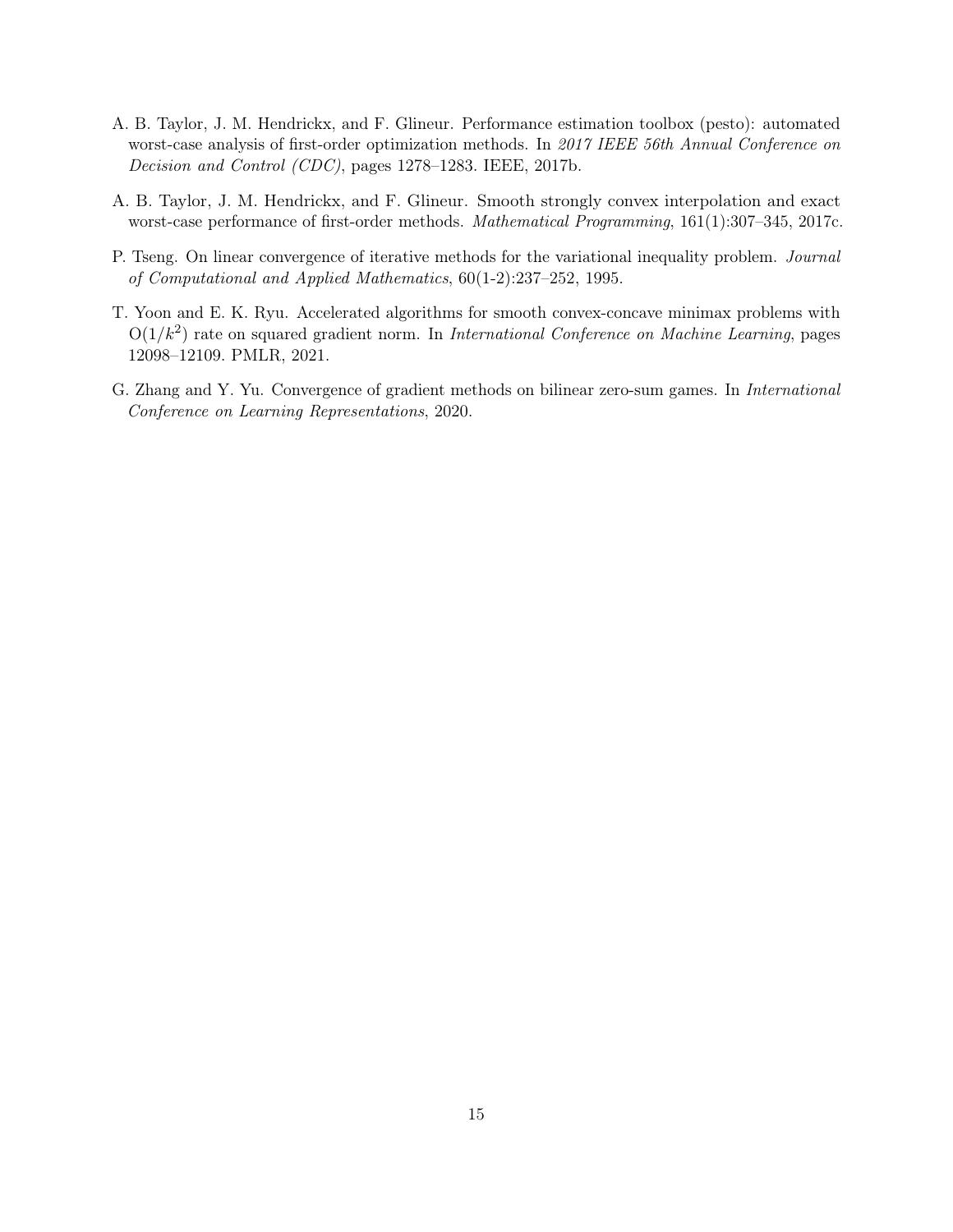A. B. Taylor, J. M. Hendrickx, and F. Glineur. Performance estimation toolbox (pesto): automated worst-case analysis of first-order optimization methods. In *2017 IEEE 56th Annual Conference on Decision and Control (CDC)*, pages 1278–1283. IEEE, 2017b.

A. B. Taylor, J. M. Hendrickx, and F. Glineur. Smooth strongly convex interpolation and exact worst-case performance of first-order methods. *Mathematical Programming*, 161(1):307–345, 2017c.

P. Tseng. On linear convergence of iterative methods for the variational inequality problem. *Journal of Computational and Applied Mathematics*, 60(1-2):237–252, 1995.

T. Yoon and E. K. Ryu. Accelerated algorithms for smooth convex-concave minimax problems with $O(1/k^2)$ rate on squared gradient norm. In *International Conference on Machine Learning*, pages 12098–12109. PMLR, 2021.

G. Zhang and Y. Yu. Convergence of gradient methods on bilinear zero-sum games. In *International Conference on Learning Representations*, 2020.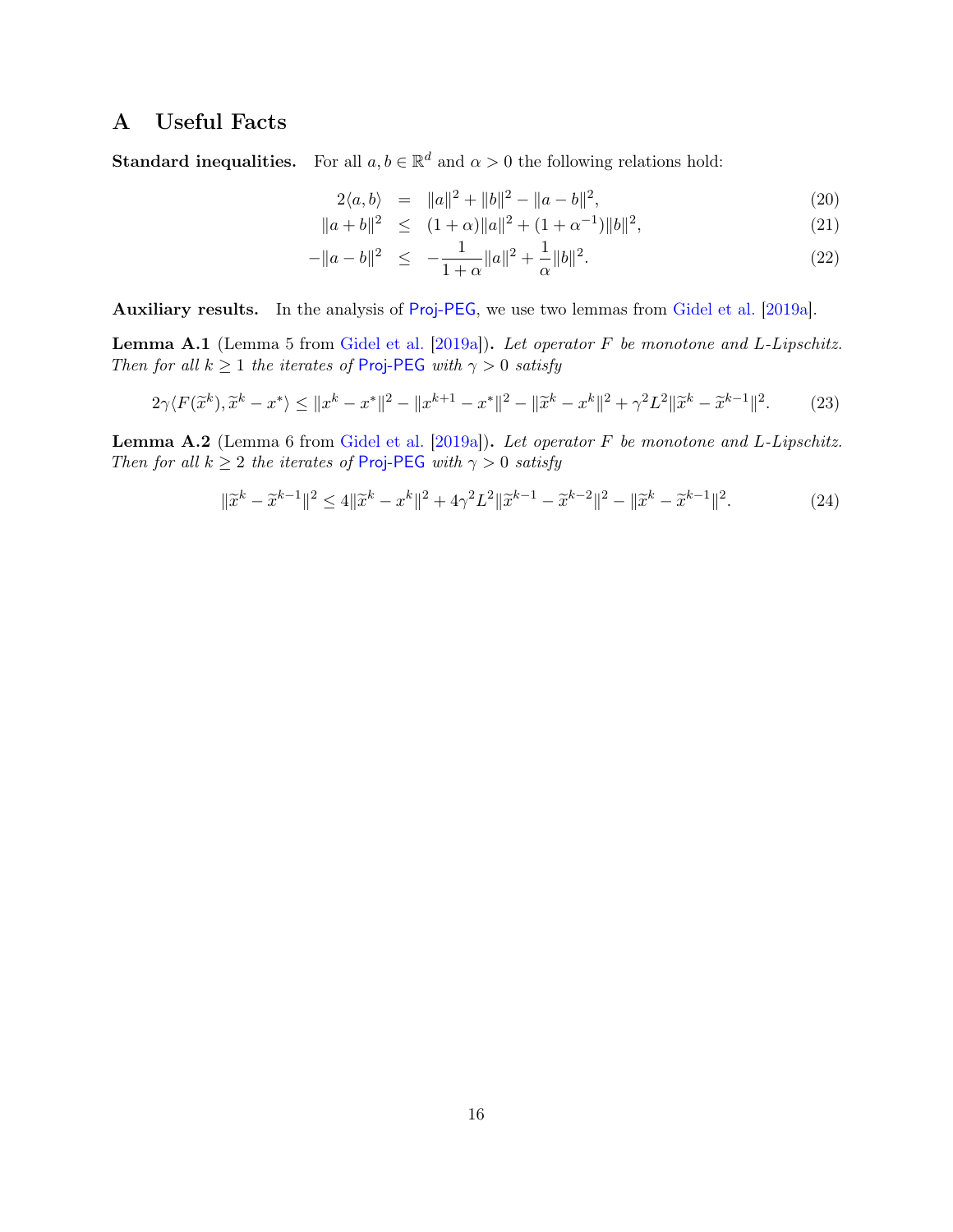# A Useful Facts

**Standard inequalities.** For all $a, b \in \mathbb{R}^d$ and $\alpha > 0$ the following relations hold:

$$
\begin{aligned}
2\langle a, b\rangle &= \|a\|^2 + \|b\|^2 - \|a-b\|^2, &(20)\\
\|a+b\|^2 &\leq (1+\alpha)\|a\|^2 + (1+\alpha^{-1})\|b\|^2, &(21)\\
-\|a-b\|^2 &\leq -\frac{1}{1+\alpha}\|a\|^2 + \frac{1}{\alpha}\|b\|^2. &(22)
\end{aligned}
$$

**Auxiliary results.** In the analysis of Proj-PEG, we use two lemmas from Gidel et al. [2019a].

**Lemma A.1** (Lemma 5 from Gidel et al. [2019a]). *Let operator $F$ be monotone and $L$-Lipschitz. Then for all $k \geq 1$ the iterates of Proj-PEG with $\gamma > 0$ satisfy*

$$
2\gamma\langle F(\widetilde{x}^k), \widetilde{x}^k - x^*\rangle \leq \|x^k - x^*\|^2 - \|x^{k+1} - x^*\|^2 - \|\widetilde{x}^k - x^k\|^2 + \gamma^2 L^2 \|\widetilde{x}^k - \widetilde{x}^{k-1}\|^2. \tag{23}
$$

**Lemma A.2** (Lemma 6 from Gidel et al. [2019a]). *Let operator $F$ be monotone and $L$-Lipschitz. Then for all $k \geq 2$ the iterates of Proj-PEG with $\gamma > 0$ satisfy*

$$
\|\widetilde{x}^k - \widetilde{x}^{k-1}\|^2 \leq 4\|\widetilde{x}^k - x^k\|^2 + 4\gamma^2 L^2 \|\widetilde{x}^{k-1} - \widetilde{x}^{k-2}\|^2 - \|\widetilde{x}^k - \widetilde{x}^{k-1}\|^2. \tag{24}
$$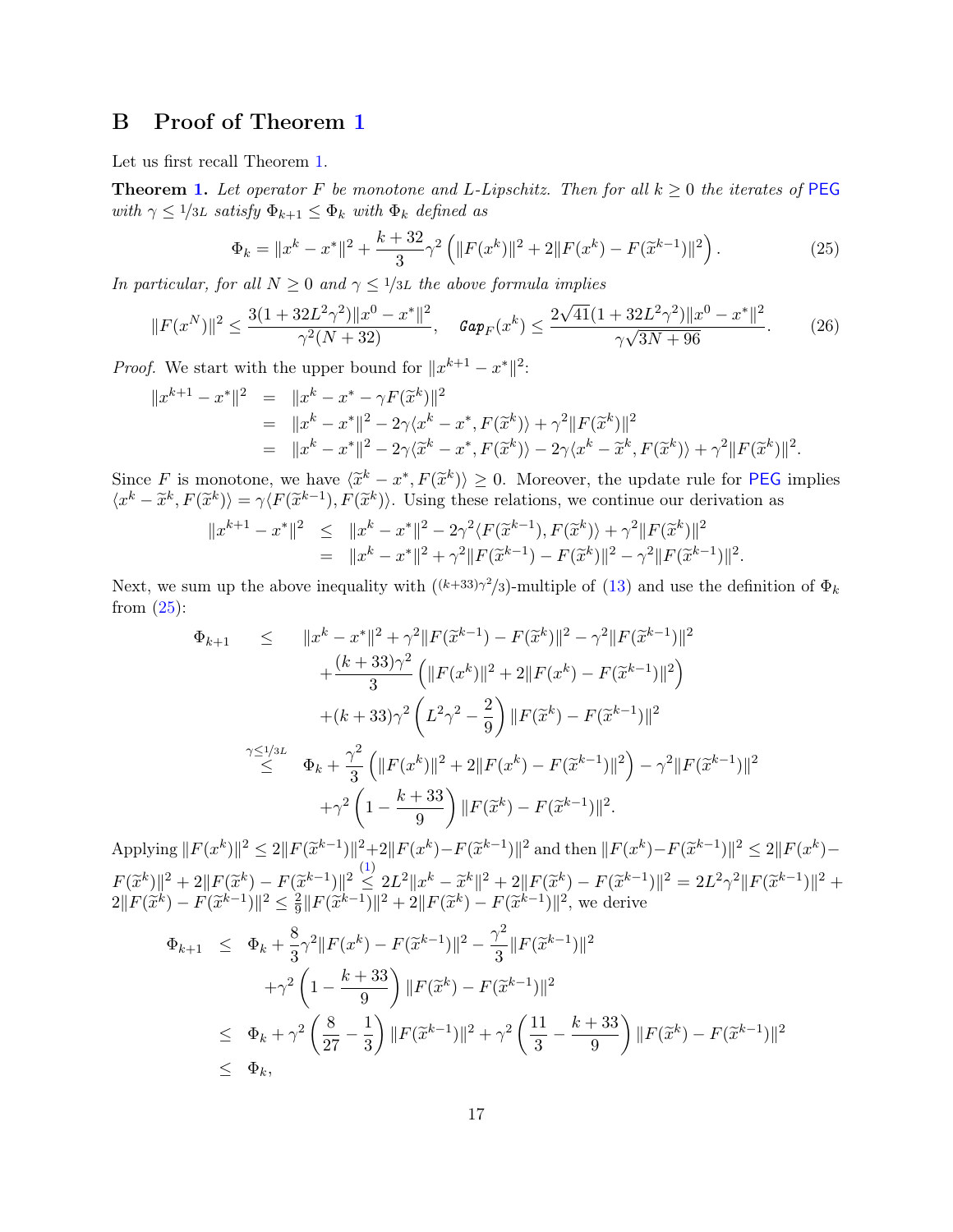# B Proof of Theorem 1

Let us first recall Theorem 1.

**Theorem 1.** *Let operator $F$ be monotone and $L$-Lipschitz. Then for all $k \geq 0$ the iterates of* PEG *with $\gamma \leq 1/3L$ satisfy $\Phi_{k+1} \leq \Phi_k$ with $\Phi_k$ defined as*

$$\Phi_k = \|x^k - x^*\|^2 + \frac{k+32}{3}\gamma^2\left(\|F(x^k)\|^2 + 2\|F(x^k) - F(\widetilde{x}^{k-1})\|^2\right). \tag{25}$$

*In particular, for all $N \geq 0$ and $\gamma \leq 1/3L$ the above formula implies*

$$\|F(x^N)\|^2 \leq \frac{3(1+32L^2\gamma^2)\|x^0 - x^*\|^2}{\gamma^2(N+32)}, \quad \texttt{Gap}_F(x^k) \leq \frac{2\sqrt{41}(1+32L^2\gamma^2)\|x^0-x^*\|^2}{\gamma\sqrt{3N+96}}. \tag{26}$$

*Proof.* We start with the upper bound for $\|x^{k+1} - x^*\|^2$:

$$\begin{aligned}
\|x^{k+1} - x^*\|^2 &= \|x^k - x^* - \gamma F(\widetilde{x}^k)\|^2 \\
&= \|x^k - x^*\|^2 - 2\gamma\langle x^k - x^*, F(\widetilde{x}^k)\rangle + \gamma^2\|F(\widetilde{x}^k)\|^2 \\
&= \|x^k - x^*\|^2 - 2\gamma\langle \widetilde{x}^k - x^*, F(\widetilde{x}^k)\rangle - 2\gamma\langle x^k - \widetilde{x}^k, F(\widetilde{x}^k)\rangle + \gamma^2\|F(\widetilde{x}^k)\|^2.
\end{aligned}$$

Since $F$ is monotone, we have $\langle \widetilde{x}^k - x^*, F(\widetilde{x}^k)\rangle \geq 0$. Moreover, the update rule for PEG implies $\langle x^k - \widetilde{x}^k, F(\widetilde{x}^k)\rangle = \gamma\langle F(\widetilde{x}^{k-1}), F(\widetilde{x}^k)\rangle$. Using these relations, we continue our derivation as

$$\begin{aligned}
\|x^{k+1} - x^*\|^2 &\leq \|x^k - x^*\|^2 - 2\gamma^2\langle F(\widetilde{x}^{k-1}), F(\widetilde{x}^k)\rangle + \gamma^2\|F(\widetilde{x}^k)\|^2 \\
&= \|x^k - x^*\|^2 + \gamma^2\|F(\widetilde{x}^{k-1}) - F(\widetilde{x}^k)\|^2 - \gamma^2\|F(\widetilde{x}^{k-1})\|^2.
\end{aligned}$$

Next, we sum up the above inequality with $((k+33)\gamma^2/3)$-multiple of (13) and use the definition of $\Phi_k$ from (25):

$$\begin{aligned}
\Phi_{k+1} \quad &\leq \quad \|x^k - x^*\|^2 + \gamma^2\|F(\widetilde{x}^{k-1}) - F(\widetilde{x}^k)\|^2 - \gamma^2\|F(\widetilde{x}^{k-1})\|^2 \\
&\quad\quad + \frac{(k+33)\gamma^2}{3}\left(\|F(x^k)\|^2 + 2\|F(x^k) - F(\widetilde{x}^{k-1})\|^2\right) \\
&\quad\quad + (k+33)\gamma^2\left(L^2\gamma^2 - \frac{2}{9}\right)\|F(\widetilde{x}^k) - F(\widetilde{x}^{k-1})\|^2 \\
&\overset{\gamma \leq 1/3L}{\leq} \quad \Phi_k + \frac{\gamma^2}{3}\left(\|F(x^k)\|^2 + 2\|F(x^k) - F(\widetilde{x}^{k-1})\|^2\right) - \gamma^2\|F(\widetilde{x}^{k-1})\|^2 \\
&\quad\quad + \gamma^2\left(1 - \frac{k+33}{9}\right)\|F(\widetilde{x}^k) - F(\widetilde{x}^{k-1})\|^2.
\end{aligned}$$

Applying $\|F(x^k)\|^2 \leq 2\|F(\widetilde{x}^{k-1})\|^2 + 2\|F(x^k) - F(\widetilde{x}^{k-1})\|^2$ and then $\|F(x^k) - F(\widetilde{x}^{k-1})\|^2 \leq 2\|F(x^k) - F(\widetilde{x}^k)\|^2 + 2\|F(\widetilde{x}^k) - F(\widetilde{x}^{k-1})\|^2 \overset{(1)}{\leq} 2L^2\|x^k - \widetilde{x}^k\|^2 + 2\|F(\widetilde{x}^k) - F(\widetilde{x}^{k-1})\|^2 = 2L^2\gamma^2\|F(\widetilde{x}^{k-1})\|^2 + 2\|F(\widetilde{x}^k) - F(\widetilde{x}^{k-1})\|^2 \leq \frac{2}{9}\|F(\widetilde{x}^{k-1})\|^2 + 2\|F(\widetilde{x}^k) - F(\widetilde{x}^{k-1})\|^2$, we derive

$$\begin{aligned}
\Phi_{k+1} &\leq \Phi_k + \frac{8}{3}\gamma^2\|F(x^k) - F(\widetilde{x}^{k-1})\|^2 - \frac{\gamma^2}{3}\|F(\widetilde{x}^{k-1})\|^2 \\
&\quad + \gamma^2\left(1 - \frac{k+33}{9}\right)\|F(\widetilde{x}^k) - F(\widetilde{x}^{k-1})\|^2 \\
&\leq \Phi_k + \gamma^2\left(\frac{8}{27} - \frac{1}{3}\right)\|F(\widetilde{x}^{k-1})\|^2 + \gamma^2\left(\frac{11}{3} - \frac{k+33}{9}\right)\|F(\widetilde{x}^k) - F(\widetilde{x}^{k-1})\|^2 \\
&\leq \Phi_k,
\end{aligned}$$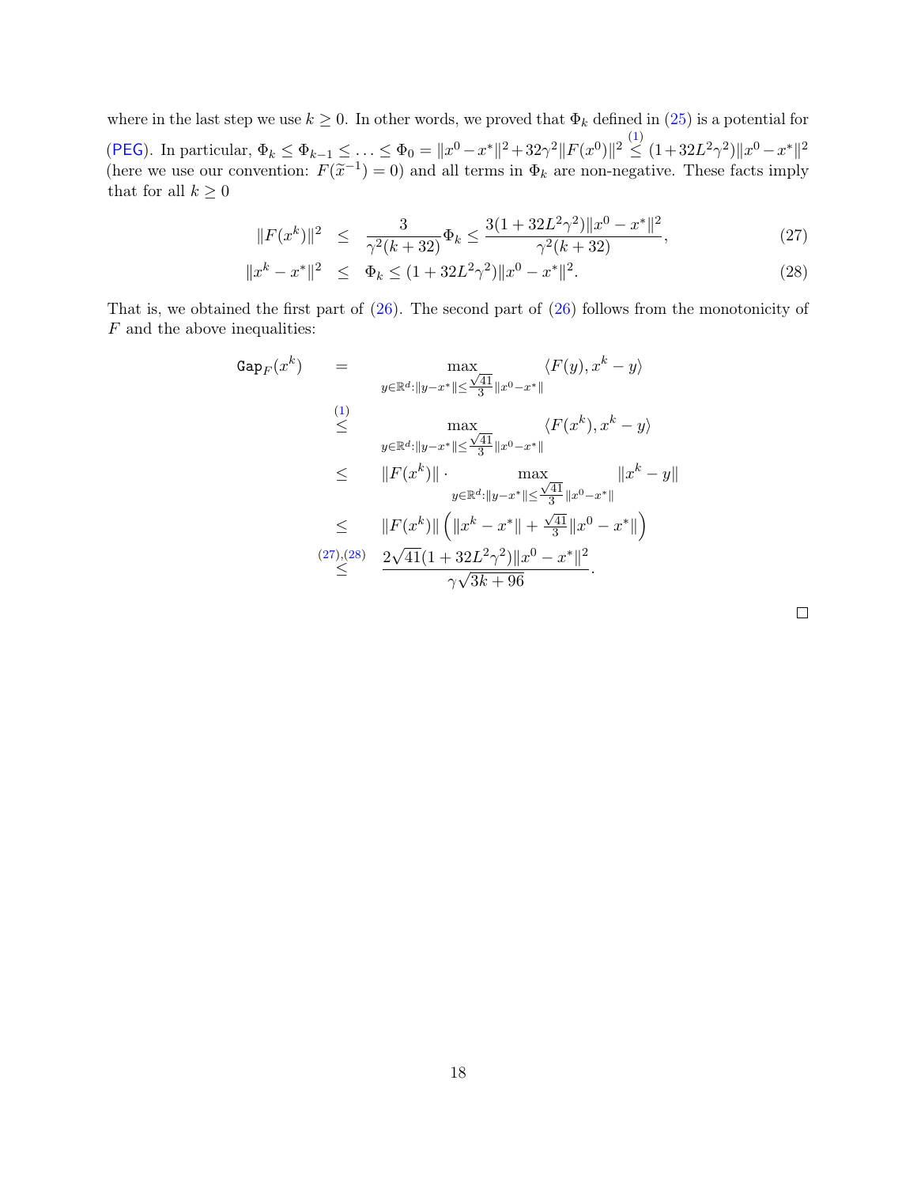where in the last step we use $k \geq 0$. In other words, we proved that $\Phi_k$ defined in (25) is a potential for (PEG). In particular, $\Phi_k \leq \Phi_{k-1} \leq \ldots \leq \Phi_0 = \|x^0 - x^*\|^2 + 32\gamma^2\|F(x^0)\|^2 \overset{(1)}{\leq} (1 + 32L^2\gamma^2)\|x^0 - x^*\|^2$ (here we use our convention: $F(\widetilde{x}^{-1}) = 0$) and all terms in $\Phi_k$ are non-negative. These facts imply that for all $k \geq 0$

$$
\|F(x^k)\|^2 \;\leq\; \frac{3}{\gamma^2(k+32)}\Phi_k \leq \frac{3(1+32L^2\gamma^2)\|x^0 - x^*\|^2}{\gamma^2(k+32)}, \tag{27}
$$

$$
\|x^k - x^*\|^2 \;\leq\; \Phi_k \leq (1 + 32L^2\gamma^2)\|x^0 - x^*\|^2. \tag{28}
$$

That is, we obtained the first part of (26). The second part of (26) follows from the monotonicity of $F$ and the above inequalities:

$$
\begin{aligned}
\texttt{Gap}_F(x^k) \quad &= \quad \max_{y \in \mathbb{R}^d : \|y - x^*\| \leq \frac{\sqrt{41}}{3}\|x^0 - x^*\|} \langle F(y), x^k - y \rangle \\
&\overset{(1)}{\leq} \quad \max_{y \in \mathbb{R}^d : \|y - x^*\| \leq \frac{\sqrt{41}}{3}\|x^0 - x^*\|} \langle F(x^k), x^k - y \rangle \\
&\leq \quad \|F(x^k)\| \cdot \max_{y \in \mathbb{R}^d : \|y - x^*\| \leq \frac{\sqrt{41}}{3}\|x^0 - x^*\|} \|x^k - y\| \\
&\leq \quad \|F(x^k)\| \left( \|x^k - x^*\| + \tfrac{\sqrt{41}}{3}\|x^0 - x^*\| \right) \\
&\overset{(27),(28)}{\leq} \quad \frac{2\sqrt{41}(1 + 32L^2\gamma^2)\|x^0 - x^*\|^2}{\gamma\sqrt{3k + 96}}.
\end{aligned}
$$

□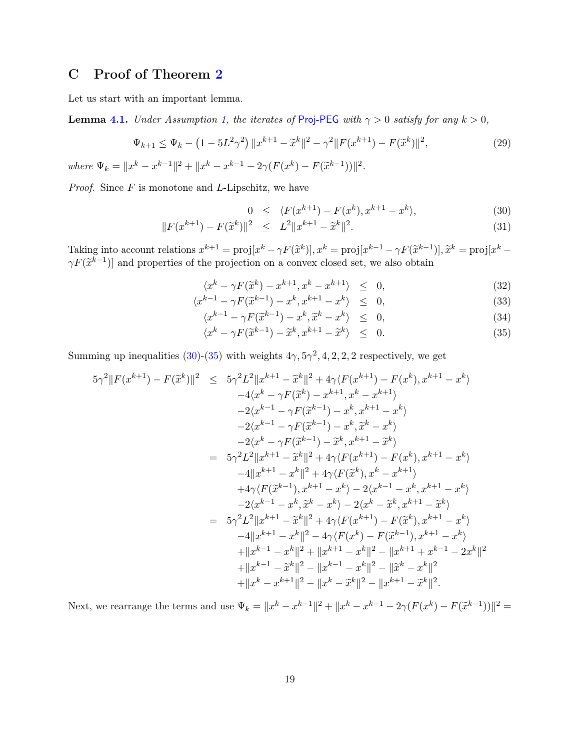# C Proof of Theorem 2

Let us start with an important lemma.

**Lemma 4.1.** *Under Assumption 1, the iterates of* Proj-PEG *with $\gamma > 0$ satisfy for any $k > 0$,*

$$\Psi_{k+1} \leq \Psi_k - \left(1 - 5L^2\gamma^2\right)\|x^{k+1} - \widetilde{x}^k\|^2 - \gamma^2\|F(x^{k+1}) - F(\widetilde{x}^k)\|^2, \tag{29}$$

*where $\Psi_k = \|x^k - x^{k-1}\|^2 + \|x^k - x^{k-1} - 2\gamma(F(x^k) - F(\widetilde{x}^{k-1}))\|^2$.*

*Proof.* Since $F$ is monotone and $L$-Lipschitz, we have

$$0 \leq \langle F(x^{k+1}) - F(x^k), x^{k+1} - x^k\rangle, \tag{30}$$

$$\|F(x^{k+1}) - F(\widetilde{x}^k)\|^2 \leq L^2\|x^{k+1} - \widetilde{x}^k\|^2. \tag{31}$$

Taking into account relations $x^{k+1} = \mathrm{proj}[x^k - \gamma F(\widetilde{x}^k)]$, $x^k = \mathrm{proj}[x^{k-1} - \gamma F(\widetilde{x}^{k-1})]$, $\widetilde{x}^k = \mathrm{proj}[x^k - \gamma F(\widetilde{x}^{k-1})]$ and properties of the projection on a convex closed set, we also obtain

$$\langle x^k - \gamma F(\widetilde{x}^k) - x^{k+1}, x^k - x^{k+1}\rangle \leq 0, \tag{32}$$

$$\langle x^{k-1} - \gamma F(\widetilde{x}^{k-1}) - x^k, x^{k+1} - x^k\rangle \leq 0, \tag{33}$$

$$\langle x^{k-1} - \gamma F(\widetilde{x}^{k-1}) - x^k, \widetilde{x}^k - x^k\rangle \leq 0, \tag{34}$$

$$\langle x^k - \gamma F(\widetilde{x}^{k-1}) - \widetilde{x}^k, x^{k+1} - \widetilde{x}^k\rangle \leq 0. \tag{35}$$

Summing up inequalities (30)-(35) with weights $4\gamma, 5\gamma^2, 4, 2, 2, 2$ respectively, we get

$$\begin{aligned}
5\gamma^2\|F(x^{k+1}) - F(\widetilde{x}^k)\|^2 &\leq 5\gamma^2L^2\|x^{k+1} - \widetilde{x}^k\|^2 + 4\gamma\langle F(x^{k+1}) - F(x^k), x^{k+1} - x^k\rangle \\
&\quad -4\langle x^k - \gamma F(\widetilde{x}^k) - x^{k+1}, x^k - x^{k+1}\rangle \\
&\quad -2\langle x^{k-1} - \gamma F(\widetilde{x}^{k-1}) - x^k, x^{k+1} - x^k\rangle \\
&\quad -2\langle x^{k-1} - \gamma F(\widetilde{x}^{k-1}) - x^k, \widetilde{x}^k - x^k\rangle \\
&\quad -2\langle x^k - \gamma F(\widetilde{x}^{k-1}) - \widetilde{x}^k, x^{k+1} - \widetilde{x}^k\rangle \\
&= 5\gamma^2L^2\|x^{k+1} - \widetilde{x}^k\|^2 + 4\gamma\langle F(x^{k+1}) - F(x^k), x^{k+1} - x^k\rangle \\
&\quad -4\|x^{k+1} - x^k\|^2 + 4\gamma\langle F(\widetilde{x}^k), x^k - x^{k+1}\rangle \\
&\quad +4\gamma\langle F(\widetilde{x}^{k-1}), x^{k+1} - x^k\rangle - 2\langle x^{k-1} - x^k, x^{k+1} - x^k\rangle \\
&\quad -2\langle x^{k-1} - x^k, \widetilde{x}^k - x^k\rangle - 2\langle x^k - \widetilde{x}^k, x^{k+1} - \widetilde{x}^k\rangle \\
&= 5\gamma^2L^2\|x^{k+1} - \widetilde{x}^k\|^2 + 4\gamma\langle F(x^{k+1}) - F(\widetilde{x}^k), x^{k+1} - x^k\rangle \\
&\quad -4\|x^{k+1} - x^k\|^2 - 4\gamma\langle F(x^k) - F(\widetilde{x}^{k-1}), x^{k+1} - x^k\rangle \\
&\quad +\|x^{k-1} - x^k\|^2 + \|x^{k+1} - x^k\|^2 - \|x^{k+1} + x^{k-1} - 2x^k\|^2 \\
&\quad +\|x^{k-1} - \widetilde{x}^k\|^2 - \|x^{k-1} - x^k\|^2 - \|\widetilde{x}^k - x^k\|^2 \\
&\quad +\|x^k - x^{k+1}\|^2 - \|x^k - \widetilde{x}^k\|^2 - \|x^{k+1} - \widetilde{x}^k\|^2.
\end{aligned}$$

Next, we rearrange the terms and use $\Psi_k = \|x^k - x^{k-1}\|^2 + \|x^k - x^{k-1} - 2\gamma(F(x^k) - F(\widetilde{x}^{k-1}))\|^2 =$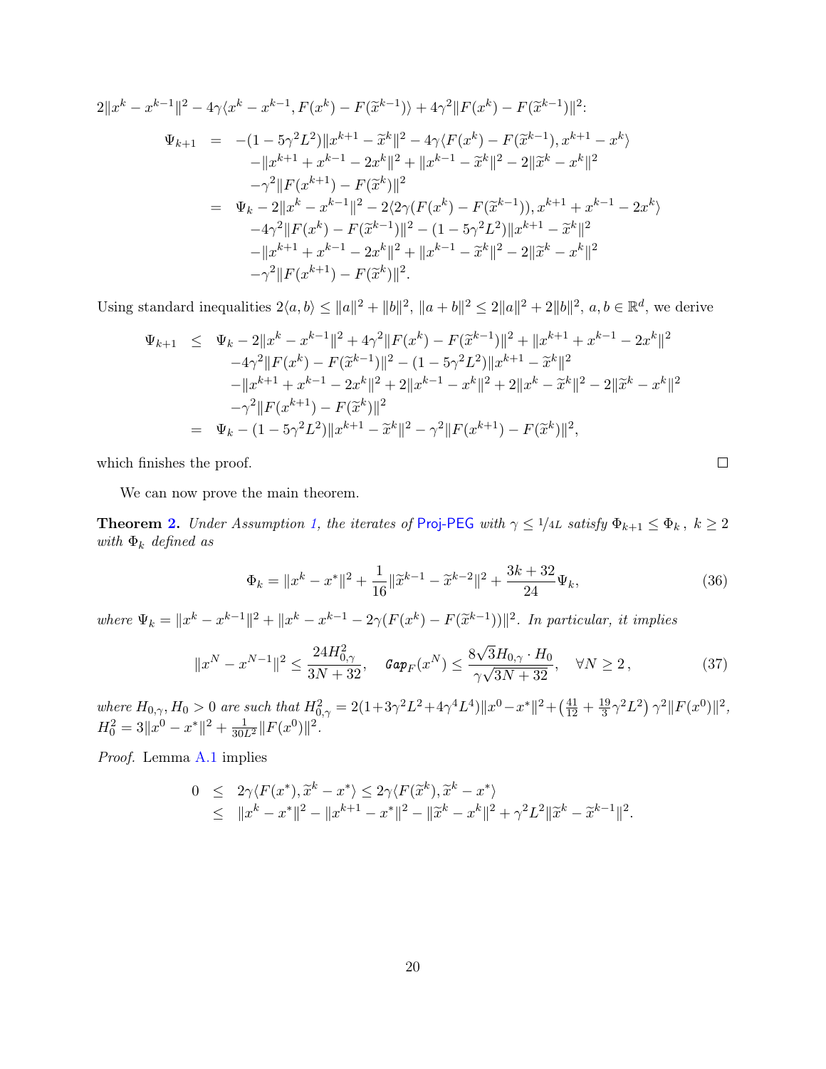$2\|x^k - x^{k-1}\|^2 - 4\gamma\langle x^k - x^{k-1}, F(x^k) - F(\widetilde{x}^{k-1})\rangle + 4\gamma^2\|F(x^k) - F(\widetilde{x}^{k-1})\|^2$:

$$
\begin{aligned}
\Psi_{k+1} &= -(1-5\gamma^2L^2)\|x^{k+1} - \widetilde{x}^k\|^2 - 4\gamma\langle F(x^k) - F(\widetilde{x}^{k-1}), x^{k+1} - x^k\rangle \\
&\quad -\|x^{k+1} + x^{k-1} - 2x^k\|^2 + \|x^{k-1} - \widetilde{x}^k\|^2 - 2\|\widetilde{x}^k - x^k\|^2 \\
&\quad -\gamma^2\|F(x^{k+1}) - F(\widetilde{x}^k)\|^2 \\
&= \Psi_k - 2\|x^k - x^{k-1}\|^2 - 2\langle 2\gamma(F(x^k) - F(\widetilde{x}^{k-1})), x^{k+1} + x^{k-1} - 2x^k\rangle \\
&\quad -4\gamma^2\|F(x^k) - F(\widetilde{x}^{k-1})\|^2 - (1-5\gamma^2L^2)\|x^{k+1} - \widetilde{x}^k\|^2 \\
&\quad -\|x^{k+1} + x^{k-1} - 2x^k\|^2 + \|x^{k-1} - \widetilde{x}^k\|^2 - 2\|\widetilde{x}^k - x^k\|^2 \\
&\quad -\gamma^2\|F(x^{k+1}) - F(\widetilde{x}^k)\|^2.
\end{aligned}
$$

Using standard inequalities $2\langle a, b\rangle \leq \|a\|^2 + \|b\|^2$, $\|a+b\|^2 \leq 2\|a\|^2 + 2\|b\|^2$, $a, b \in \mathbb{R}^d$, we derive

$$
\begin{aligned}
\Psi_{k+1} &\leq \Psi_k - 2\|x^k - x^{k-1}\|^2 + 4\gamma^2\|F(x^k) - F(\widetilde{x}^{k-1})\|^2 + \|x^{k+1} + x^{k-1} - 2x^k\|^2 \\
&\quad -4\gamma^2\|F(x^k) - F(\widetilde{x}^{k-1})\|^2 - (1-5\gamma^2L^2)\|x^{k+1} - \widetilde{x}^k\|^2 \\
&\quad -\|x^{k+1} + x^{k-1} - 2x^k\|^2 + 2\|x^{k-1} - x^k\|^2 + 2\|x^k - \widetilde{x}^k\|^2 - 2\|\widetilde{x}^k - x^k\|^2 \\
&\quad -\gamma^2\|F(x^{k+1}) - F(\widetilde{x}^k)\|^2 \\
&= \Psi_k - (1-5\gamma^2L^2)\|x^{k+1} - \widetilde{x}^k\|^2 - \gamma^2\|F(x^{k+1}) - F(\widetilde{x}^k)\|^2,
\end{aligned}
$$

which finishes the proof. □

We can now prove the main theorem.

**Theorem 2.** *Under Assumption 1, the iterates of* Proj-PEG *with* $\gamma \leq 1/4L$ *satisfy* $\Phi_{k+1} \leq \Phi_k$, $k \geq 2$ *with* $\Phi_k$ *defined as*

$$
\Phi_k = \|x^k - x^*\|^2 + \frac{1}{16}\|\widetilde{x}^{k-1} - \widetilde{x}^{k-2}\|^2 + \frac{3k+32}{24}\Psi_k, \tag{36}
$$

*where* $\Psi_k = \|x^k - x^{k-1}\|^2 + \|x^k - x^{k-1} - 2\gamma(F(x^k) - F(\widetilde{x}^{k-1}))\|^2$. *In particular, it implies*

$$
\|x^N - x^{N-1}\|^2 \leq \frac{24H_{0,\gamma}^2}{3N+32}, \quad \texttt{Gap}_F(x^N) \leq \frac{8\sqrt{3}H_{0,\gamma}\cdot H_0}{\gamma\sqrt{3N+32}}, \quad \forall N \geq 2, \tag{37}
$$

*where* $H_{0,\gamma}, H_0 > 0$ *are such that* $H_{0,\gamma}^2 = 2(1+3\gamma^2L^2+4\gamma^4L^4)\|x^0 - x^*\|^2 + \left(\frac{41}{12} + \frac{19}{3}\gamma^2L^2\right)\gamma^2\|F(x^0)\|^2$, $H_0^2 = 3\|x^0 - x^*\|^2 + \frac{1}{30L^2}\|F(x^0)\|^2$.

*Proof.* Lemma A.1 implies

$$
\begin{aligned}
0 &\leq 2\gamma\langle F(x^*), \widetilde{x}^k - x^*\rangle \leq 2\gamma\langle F(\widetilde{x}^k), \widetilde{x}^k - x^*\rangle \\
&\leq \|x^k - x^*\|^2 - \|x^{k+1} - x^*\|^2 - \|\widetilde{x}^k - x^k\|^2 + \gamma^2L^2\|\widetilde{x}^k - \widetilde{x}^{k-1}\|^2.
\end{aligned}
$$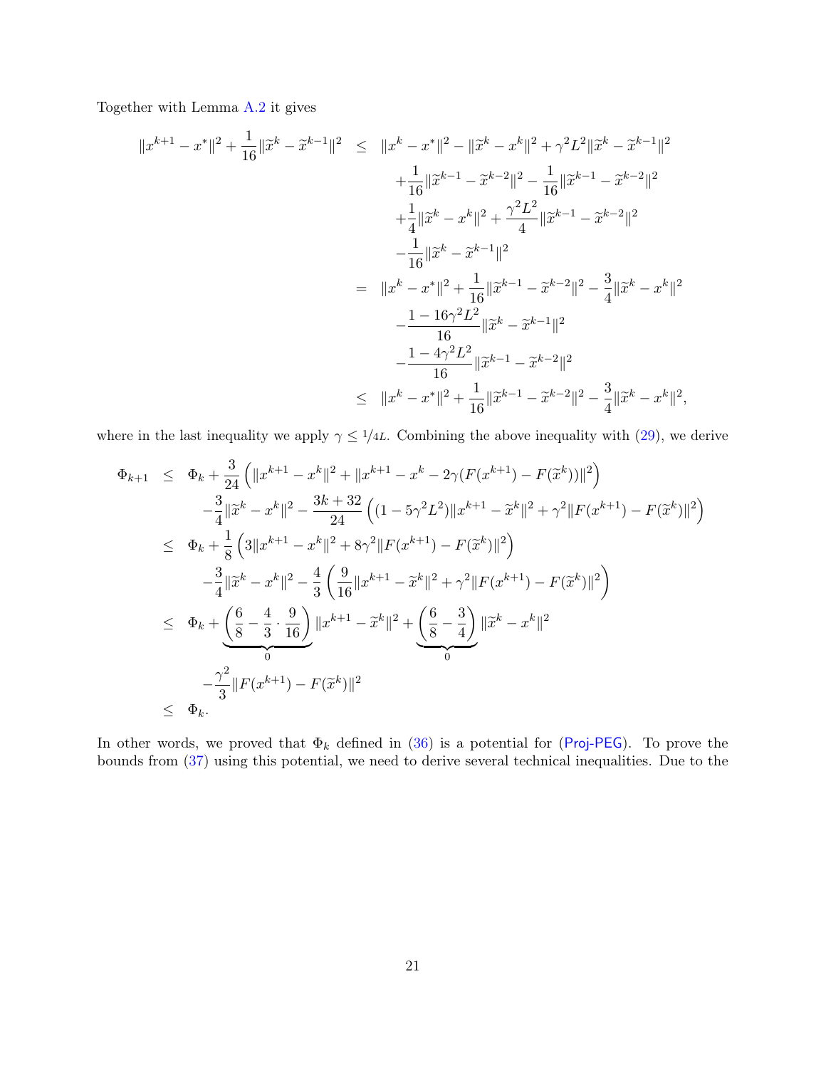Together with Lemma A.2 it gives

$$
\begin{aligned}
\|x^{k+1} - x^*\|^2 + \frac{1}{16}\|\widetilde{x}^k - \widetilde{x}^{k-1}\|^2 \quad \leq \quad & \|x^k - x^*\|^2 - \|\widetilde{x}^k - x^k\|^2 + \gamma^2 L^2 \|\widetilde{x}^k - \widetilde{x}^{k-1}\|^2 \\
& + \frac{1}{16}\|\widetilde{x}^{k-1} - \widetilde{x}^{k-2}\|^2 - \frac{1}{16}\|\widetilde{x}^{k-1} - \widetilde{x}^{k-2}\|^2 \\
& + \frac{1}{4}\|\widetilde{x}^k - x^k\|^2 + \frac{\gamma^2 L^2}{4}\|\widetilde{x}^{k-1} - \widetilde{x}^{k-2}\|^2 \\
& - \frac{1}{16}\|\widetilde{x}^k - \widetilde{x}^{k-1}\|^2 \\
= \quad & \|x^k - x^*\|^2 + \frac{1}{16}\|\widetilde{x}^{k-1} - \widetilde{x}^{k-2}\|^2 - \frac{3}{4}\|\widetilde{x}^k - x^k\|^2 \\
& - \frac{1 - 16\gamma^2 L^2}{16}\|\widetilde{x}^k - \widetilde{x}^{k-1}\|^2 \\
& - \frac{1 - 4\gamma^2 L^2}{16}\|\widetilde{x}^{k-1} - \widetilde{x}^{k-2}\|^2 \\
\leq \quad & \|x^k - x^*\|^2 + \frac{1}{16}\|\widetilde{x}^{k-1} - \widetilde{x}^{k-2}\|^2 - \frac{3}{4}\|\widetilde{x}^k - x^k\|^2,
\end{aligned}
$$

where in the last inequality we apply $\gamma \leq 1/4L$. Combining the above inequality with (29), we derive

$$
\begin{aligned}
\Phi_{k+1} \quad \leq \quad & \Phi_k + \frac{3}{24}\left(\|x^{k+1} - x^k\|^2 + \|x^{k+1} - x^k - 2\gamma(F(x^{k+1}) - F(\widetilde{x}^k))\|^2\right) \\
& - \frac{3}{4}\|\widetilde{x}^k - x^k\|^2 - \frac{3k + 32}{24}\left((1 - 5\gamma^2 L^2)\|x^{k+1} - \widetilde{x}^k\|^2 + \gamma^2\|F(x^{k+1}) - F(\widetilde{x}^k)\|^2\right) \\
\leq \quad & \Phi_k + \frac{1}{8}\left(3\|x^{k+1} - x^k\|^2 + 8\gamma^2\|F(x^{k+1}) - F(\widetilde{x}^k)\|^2\right) \\
& - \frac{3}{4}\|\widetilde{x}^k - x^k\|^2 - \frac{4}{3}\left(\frac{9}{16}\|x^{k+1} - \widetilde{x}^k\|^2 + \gamma^2\|F(x^{k+1}) - F(\widetilde{x}^k)\|^2\right) \\
\leq \quad & \Phi_k + \underbrace{\left(\frac{6}{8} - \frac{4}{3}\cdot\frac{9}{16}\right)}_{0}\|x^{k+1} - \widetilde{x}^k\|^2 + \underbrace{\left(\frac{6}{8} - \frac{3}{4}\right)}_{0}\|\widetilde{x}^k - x^k\|^2 \\
& - \frac{\gamma^2}{3}\|F(x^{k+1}) - F(\widetilde{x}^k)\|^2 \\
\leq \quad & \Phi_k.
\end{aligned}
$$

In other words, we proved that $\Phi_k$ defined in (36) is a potential for (Proj-PEG). To prove the bounds from (37) using this potential, we need to derive several technical inequalities. Due to the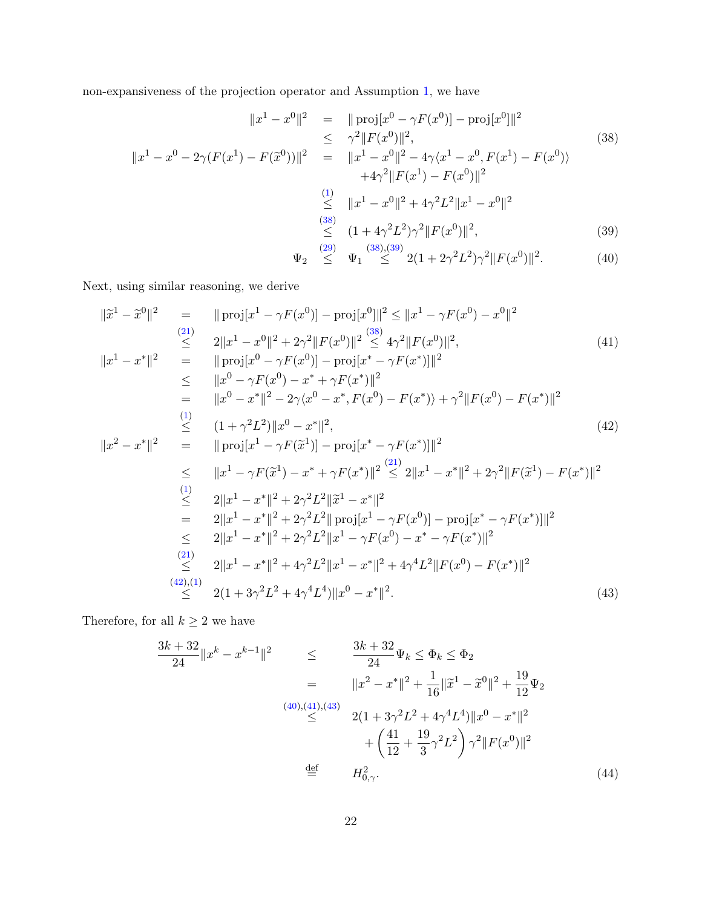non-expansiveness of the projection operator and Assumption 1, we have

$$
\begin{aligned}
\|x^1 - x^0\|^2 &= \|\operatorname{proj}[x^0 - \gamma F(x^0)] - \operatorname{proj}[x^0]\|^2 \\
&\leq \gamma^2 \|F(x^0)\|^2, && (38)\\
\|x^1 - x^0 - 2\gamma(F(x^1) - F(\widetilde{x}^0))\|^2 &= \|x^1 - x^0\|^2 - 4\gamma\langle x^1 - x^0, F(x^1) - F(x^0)\rangle \\
&\qquad + 4\gamma^2\|F(x^1) - F(x^0)\|^2 \\
&\overset{(1)}{\leq} \|x^1 - x^0\|^2 + 4\gamma^2 L^2 \|x^1 - x^0\|^2 \\
&\overset{(38)}{\leq} (1 + 4\gamma^2 L^2)\gamma^2 \|F(x^0)\|^2, && (39)\\
\Psi_2 \overset{(29)}{\leq} \Psi_1 &\overset{(38),(39)}{\leq} 2(1 + 2\gamma^2 L^2)\gamma^2\|F(x^0)\|^2. && (40)
\end{aligned}
$$

Next, using similar reasoning, we derive

$$
\begin{aligned}
\|\widetilde{x}^1 - \widetilde{x}^0\|^2 &= \|\operatorname{proj}[x^1 - \gamma F(x^0)] - \operatorname{proj}[x^0]\|^2 \leq \|x^1 - \gamma F(x^0) - x^0\|^2 \\
&\overset{(21)}{\leq} 2\|x^1 - x^0\|^2 + 2\gamma^2\|F(x^0)\|^2 \overset{(38)}{\leq} 4\gamma^2\|F(x^0)\|^2, && (41)\\
\|x^1 - x^*\|^2 &= \|\operatorname{proj}[x^0 - \gamma F(x^0)] - \operatorname{proj}[x^* - \gamma F(x^*)]\|^2 \\
&\leq \|x^0 - \gamma F(x^0) - x^* + \gamma F(x^*)\|^2 \\
&= \|x^0 - x^*\|^2 - 2\gamma\langle x^0 - x^*, F(x^0) - F(x^*)\rangle + \gamma^2\|F(x^0) - F(x^*)\|^2 \\
&\overset{(1)}{\leq} (1 + \gamma^2 L^2)\|x^0 - x^*\|^2, && (42)\\
\|x^2 - x^*\|^2 &= \|\operatorname{proj}[x^1 - \gamma F(\widetilde{x}^1)] - \operatorname{proj}[x^* - \gamma F(x^*)]\|^2 \\
&\leq \|x^1 - \gamma F(\widetilde{x}^1) - x^* + \gamma F(x^*)\|^2 \overset{(21)}{\leq} 2\|x^1 - x^*\|^2 + 2\gamma^2\|F(\widetilde{x}^1) - F(x^*)\|^2 \\
&\overset{(1)}{\leq} 2\|x^1 - x^*\|^2 + 2\gamma^2 L^2\|\widetilde{x}^1 - x^*\|^2 \\
&= 2\|x^1 - x^*\|^2 + 2\gamma^2 L^2\|\operatorname{proj}[x^1 - \gamma F(x^0)] - \operatorname{proj}[x^* - \gamma F(x^*)]\|^2 \\
&\leq 2\|x^1 - x^*\|^2 + 2\gamma^2 L^2\|x^1 - \gamma F(x^0) - x^* - \gamma F(x^*)\|^2 \\
&\overset{(21)}{\leq} 2\|x^1 - x^*\|^2 + 4\gamma^2 L^2\|x^1 - x^*\|^2 + 4\gamma^4 L^2\|F(x^0) - F(x^*)\|^2 \\
&\overset{(42),(1)}{\leq} 2(1 + 3\gamma^2 L^2 + 4\gamma^4 L^4)\|x^0 - x^*\|^2. && (43)
\end{aligned}
$$

Therefore, for all $k \geq 2$ we have

$$
\begin{aligned}
\frac{3k+32}{24}\|x^k - x^{k-1}\|^2 &\leq \frac{3k+32}{24}\Psi_k \leq \Phi_k \leq \Phi_2 \\
&= \|x^2 - x^*\|^2 + \frac{1}{16}\|\widetilde{x}^1 - \widetilde{x}^0\|^2 + \frac{19}{12}\Psi_2 \\
&\overset{(40),(41),(43)}{\leq} 2(1 + 3\gamma^2 L^2 + 4\gamma^4 L^4)\|x^0 - x^*\|^2 \\
&\qquad + \left(\frac{41}{12} + \frac{19}{3}\gamma^2 L^2\right)\gamma^2\|F(x^0)\|^2 \\
&\overset{\text{def}}{=} H_{0,\gamma}^2. && (44)
\end{aligned}
$$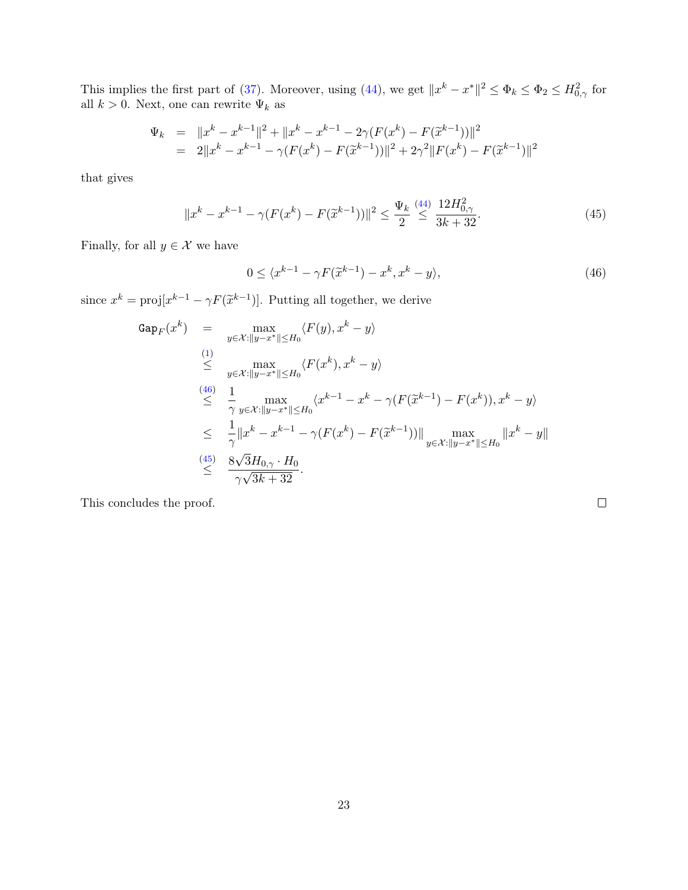This implies the first part of (37). Moreover, using (44), we get $\|x^k - x^*\|^2 \leq \Phi_k \leq \Phi_2 \leq H_{0,\gamma}^2$ for all $k > 0$. Next, one can rewrite $\Psi_k$ as

$$
\begin{aligned}
\Psi_k &= \|x^k - x^{k-1}\|^2 + \|x^k - x^{k-1} - 2\gamma(F(x^k) - F(\widetilde{x}^{k-1}))\|^2 \\
&= 2\|x^k - x^{k-1} - \gamma(F(x^k) - F(\widetilde{x}^{k-1}))\|^2 + 2\gamma^2\|F(x^k) - F(\widetilde{x}^{k-1})\|^2
\end{aligned}
$$

that gives

$$
\|x^k - x^{k-1} - \gamma(F(x^k) - F(\widetilde{x}^{k-1}))\|^2 \leq \frac{\Psi_k}{2} \overset{(44)}{\leq} \frac{12H_{0,\gamma}^2}{3k+32}. \tag{45}
$$

Finally, for all $y \in \mathcal{X}$ we have

$$
0 \leq \langle x^{k-1} - \gamma F(\widetilde{x}^{k-1}) - x^k, x^k - y\rangle, \tag{46}
$$

since $x^k = \text{proj}[x^{k-1} - \gamma F(\widetilde{x}^{k-1})]$. Putting all together, we derive

$$
\begin{aligned}
\texttt{Gap}_F(x^k) &= \max_{y \in \mathcal{X}: \|y - x^*\| \leq H_0} \langle F(y), x^k - y\rangle \\
&\overset{(1)}{\leq} \max_{y \in \mathcal{X}: \|y - x^*\| \leq H_0} \langle F(x^k), x^k - y\rangle \\
&\overset{(46)}{\leq} \frac{1}{\gamma} \max_{y \in \mathcal{X}: \|y - x^*\| \leq H_0} \langle x^{k-1} - x^k - \gamma(F(\widetilde{x}^{k-1}) - F(x^k)), x^k - y\rangle \\
&\leq \frac{1}{\gamma}\|x^k - x^{k-1} - \gamma(F(x^k) - F(\widetilde{x}^{k-1}))\| \max_{y \in \mathcal{X}: \|y - x^*\| \leq H_0} \|x^k - y\| \\
&\overset{(45)}{\leq} \frac{8\sqrt{3}H_{0,\gamma} \cdot H_0}{\gamma\sqrt{3k+32}}.
\end{aligned}
$$

This concludes the proof. $\square$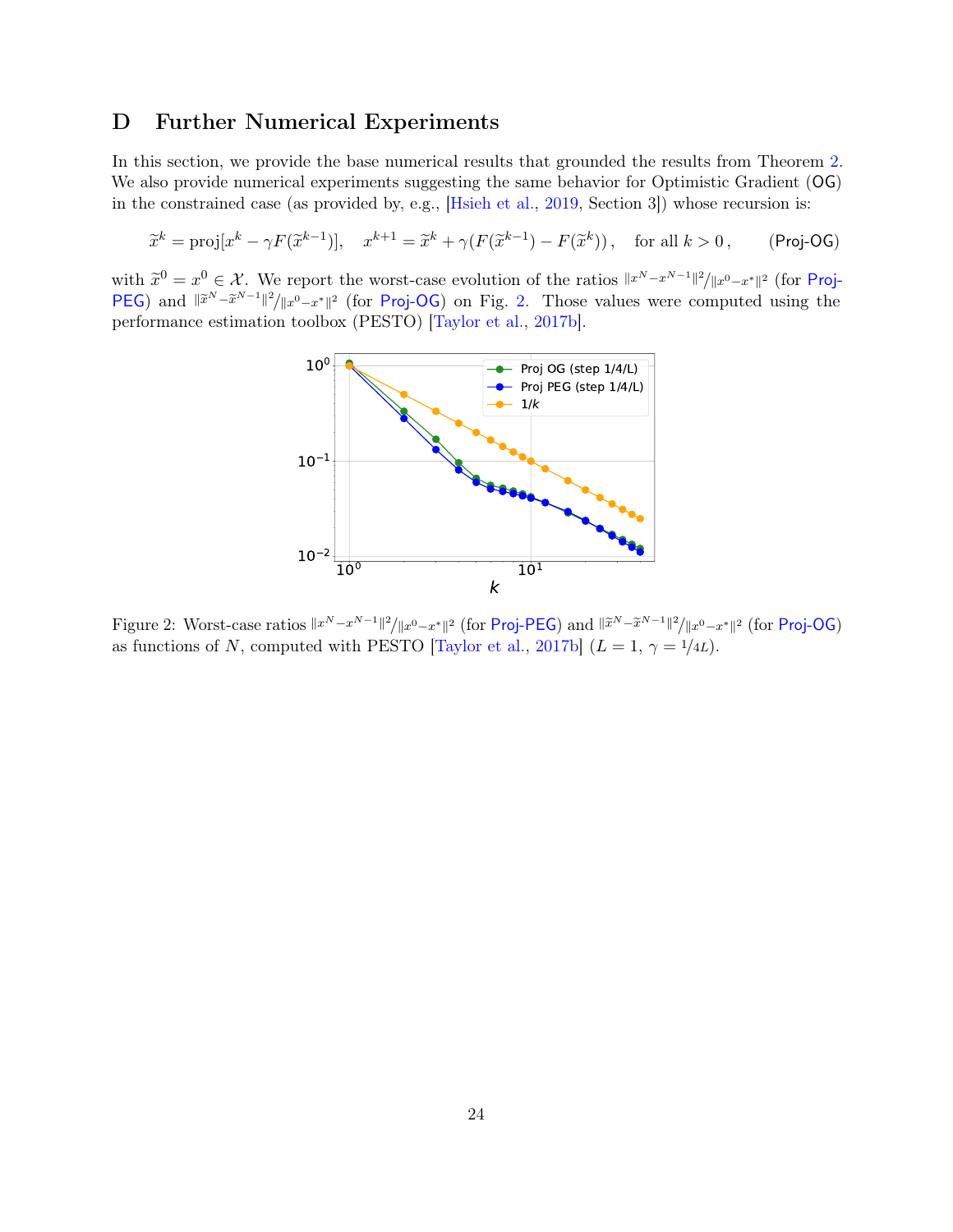# D Further Numerical Experiments

In this section, we provide the base numerical results that grounded the results from Theorem 2. We also provide numerical experiments suggesting the same behavior for Optimistic Gradient (OG) in the constrained case (as provided by, e.g., [Hsieh et al., 2019, Section 3]) whose recursion is:

$$\widetilde{x}^k = \text{proj}[x^k - \gamma F(\widetilde{x}^{k-1})], \quad x^{k+1} = \widetilde{x}^k + \gamma(F(\widetilde{x}^{k-1}) - F(\widetilde{x}^k)), \quad \text{for all } k > 0, \qquad \text{(Proj-OG)}$$

with $\widetilde{x}^0 = x^0 \in \mathcal{X}$. We report the worst-case evolution of the ratios $\|x^N - x^{N-1}\|^2 / \|x^0 - x^*\|^2$ (for Proj-PEG) and $\|\widetilde{x}^N - \widetilde{x}^{N-1}\|^2 / \|x^0 - x^*\|^2$ (for Proj-OG) on Fig. 2. Those values were computed using the performance estimation toolbox (PESTO) [Taylor et al., 2017b].

Proj OG (step 1/4/L)
Proj PEG (step 1/4/L)
1/k
$10^0$
$10^{-1}$
$10^{-2}$
$10^0$
$10^1$
$k$

Figure 2: Worst-case ratios $\|x^N - x^{N-1}\|^2 / \|x^0 - x^*\|^2$ (for Proj-PEG) and $\|\widetilde{x}^N - \widetilde{x}^{N-1}\|^2 / \|x^0 - x^*\|^2$ (for Proj-OG) as functions of $N$, computed with PESTO [Taylor et al., 2017b] ($L = 1$, $\gamma = 1/4L$).